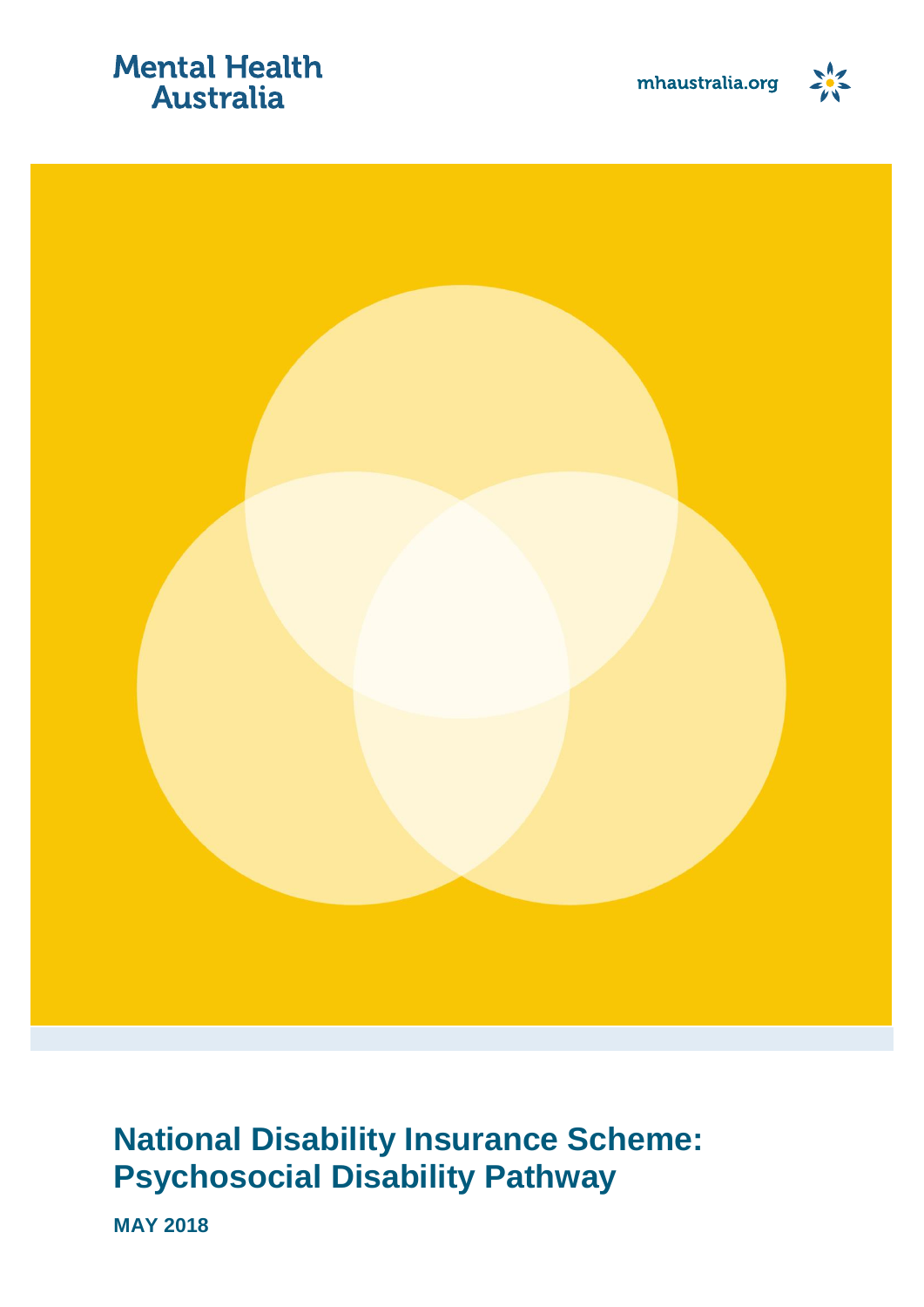Mental Health Australia

mhaustralia.org

# National Disability Insurance Scheme: Psychosocial Disability Pathway

**MAY 2018**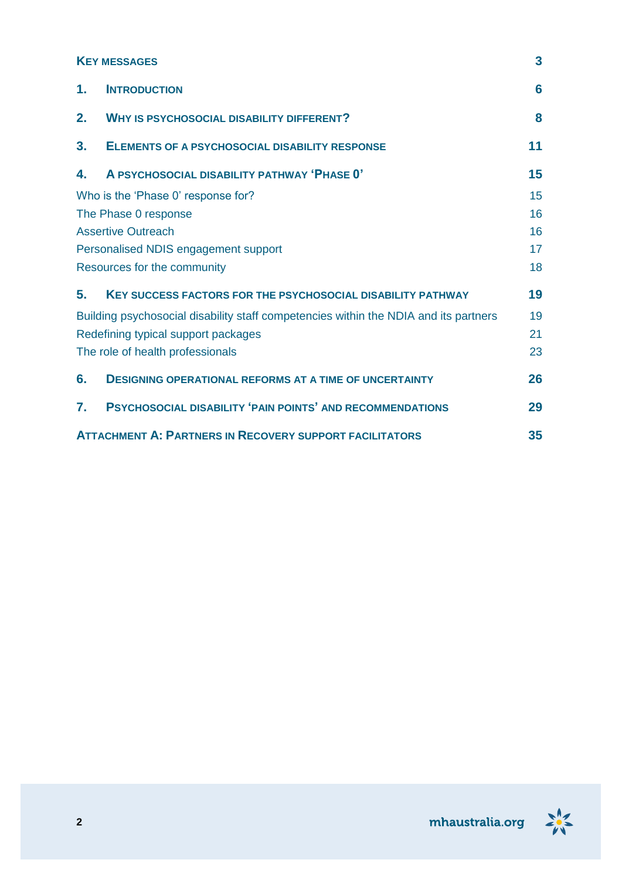| | |
|---|---|
| **Key messages** | **3** |
| **1. Introduction** | **6** |
| **2. Why is psychosocial disability different?** | **8** |
| **3. Elements of a psychosocial disability response** | **11** |
| **4. A psychosocial disability pathway 'Phase 0'** | **15** |
| Who is the 'Phase 0' response for? | 15 |
| The Phase 0 response | 16 |
| Assertive Outreach | 16 |
| Personalised NDIS engagement support | 17 |
| Resources for the community | 18 |
| **5. Key success factors for the psychosocial disability pathway** | **19** |
| Building psychosocial disability staff competencies within the NDIA and its partners | 19 |
| Redefining typical support packages | 21 |
| The role of health professionals | 23 |
| **6. Designing operational reforms at a time of uncertainty** | **26** |
| **7. Psychosocial disability 'pain points' and recommendations** | **29** |
| **Attachment A: Partners in Recovery support facilitators** | **35** |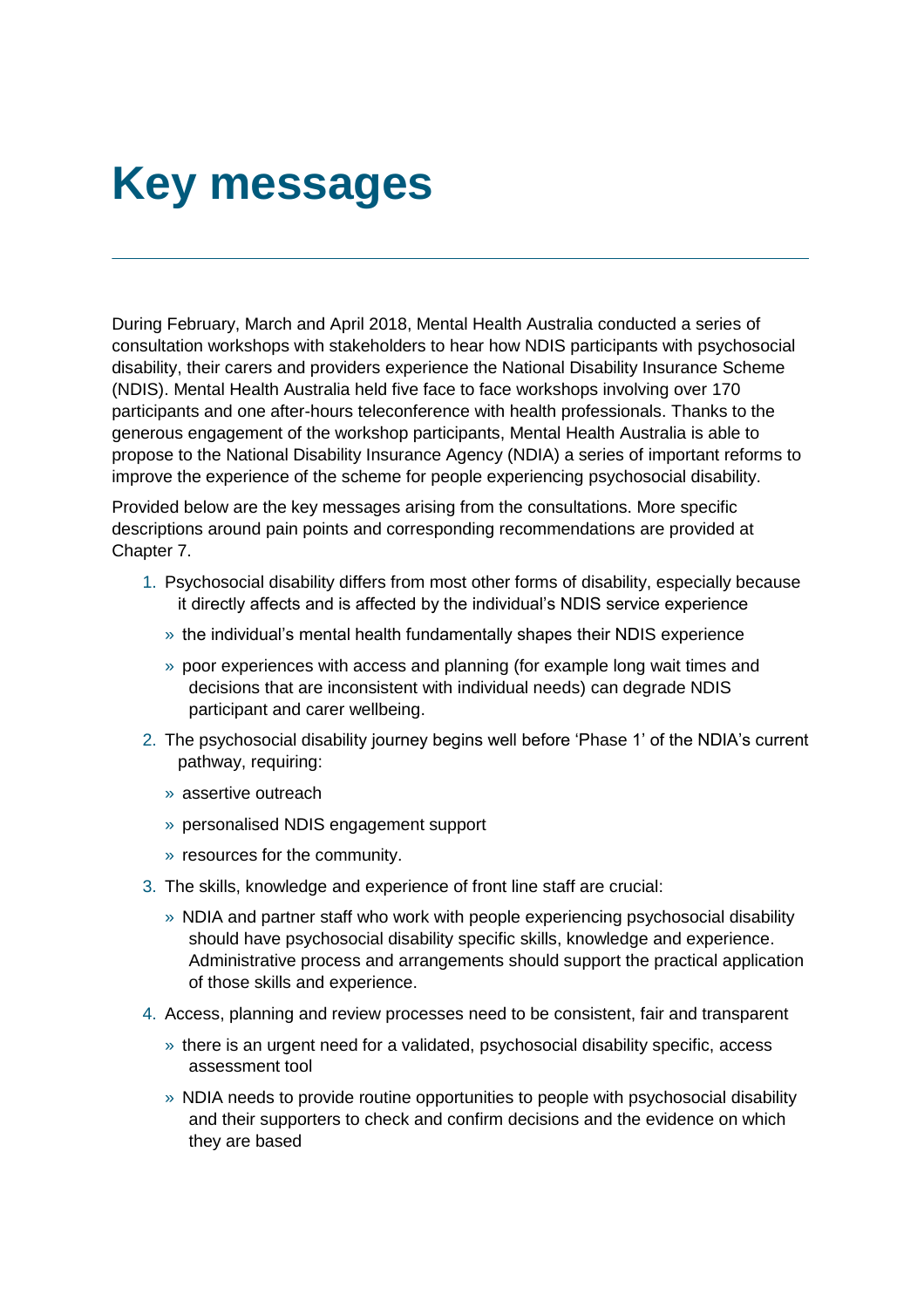# Key messages

During February, March and April 2018, Mental Health Australia conducted a series of consultation workshops with stakeholders to hear how NDIS participants with psychosocial disability, their carers and providers experience the National Disability Insurance Scheme (NDIS). Mental Health Australia held five face to face workshops involving over 170 participants and one after-hours teleconference with health professionals. Thanks to the generous engagement of the workshop participants, Mental Health Australia is able to propose to the National Disability Insurance Agency (NDIA) a series of important reforms to improve the experience of the scheme for people experiencing psychosocial disability.

Provided below are the key messages arising from the consultations. More specific descriptions around pain points and corresponding recommendations are provided at Chapter 7.

1. Psychosocial disability differs from most other forms of disability, especially because it directly affects and is affected by the individual's NDIS service experience
   - the individual's mental health fundamentally shapes their NDIS experience
   - poor experiences with access and planning (for example long wait times and decisions that are inconsistent with individual needs) can degrade NDIS participant and carer wellbeing.
2. The psychosocial disability journey begins well before 'Phase 1' of the NDIA's current pathway, requiring:
   - assertive outreach
   - personalised NDIS engagement support
   - resources for the community.
3. The skills, knowledge and experience of front line staff are crucial:
   - NDIA and partner staff who work with people experiencing psychosocial disability should have psychosocial disability specific skills, knowledge and experience. Administrative process and arrangements should support the practical application of those skills and experience.
4. Access, planning and review processes need to be consistent, fair and transparent
   - there is an urgent need for a validated, psychosocial disability specific, access assessment tool
   - NDIA needs to provide routine opportunities to people with psychosocial disability and their supporters to check and confirm decisions and the evidence on which they are based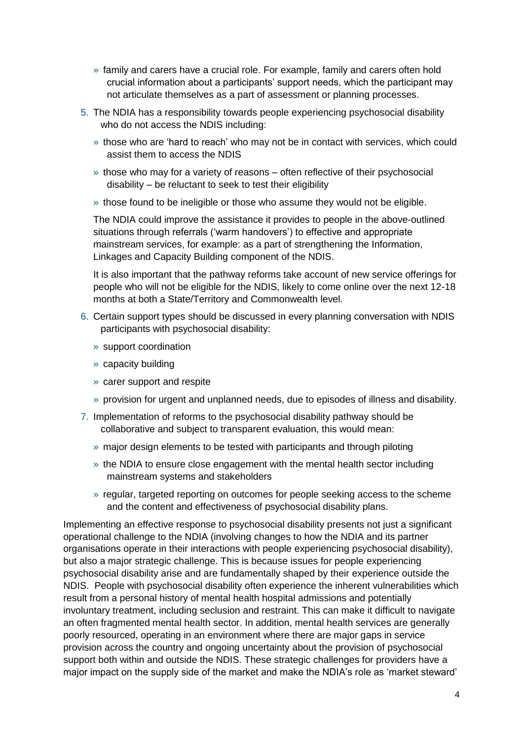- family and carers have a crucial role. For example, family and carers often hold crucial information about a participants' support needs, which the participant may not articulate themselves as a part of assessment or planning processes.

5. The NDIA has a responsibility towards people experiencing psychosocial disability who do not access the NDIS including:

   - those who are 'hard to reach' who may not be in contact with services, which could assist them to access the NDIS
   - those who may for a variety of reasons – often reflective of their psychosocial disability – be reluctant to seek to test their eligibility
   - those found to be ineligible or those who assume they would not be eligible.

   The NDIA could improve the assistance it provides to people in the above-outlined situations through referrals ('warm handovers') to effective and appropriate mainstream services, for example: as a part of strengthening the Information, Linkages and Capacity Building component of the NDIS.

   It is also important that the pathway reforms take account of new service offerings for people who will not be eligible for the NDIS, likely to come online over the next 12-18 months at both a State/Territory and Commonwealth level.

6. Certain support types should be discussed in every planning conversation with NDIS participants with psychosocial disability:

   - support coordination
   - capacity building
   - carer support and respite
   - provision for urgent and unplanned needs, due to episodes of illness and disability.

7. Implementation of reforms to the psychosocial disability pathway should be collaborative and subject to transparent evaluation, this would mean:

   - major design elements to be tested with participants and through piloting
   - the NDIA to ensure close engagement with the mental health sector including mainstream systems and stakeholders
   - regular, targeted reporting on outcomes for people seeking access to the scheme and the content and effectiveness of psychosocial disability plans.

Implementing an effective response to psychosocial disability presents not just a significant operational challenge to the NDIA (involving changes to how the NDIA and its partner organisations operate in their interactions with people experiencing psychosocial disability), but also a major strategic challenge. This is because issues for people experiencing psychosocial disability arise and are fundamentally shaped by their experience outside the NDIS. People with psychosocial disability often experience the inherent vulnerabilities which result from a personal history of mental health hospital admissions and potentially involuntary treatment, including seclusion and restraint. This can make it difficult to navigate an often fragmented mental health sector. In addition, mental health services are generally poorly resourced, operating in an environment where there are major gaps in service provision across the country and ongoing uncertainty about the provision of psychosocial support both within and outside the NDIS. These strategic challenges for providers have a major impact on the supply side of the market and make the NDIA's role as 'market steward'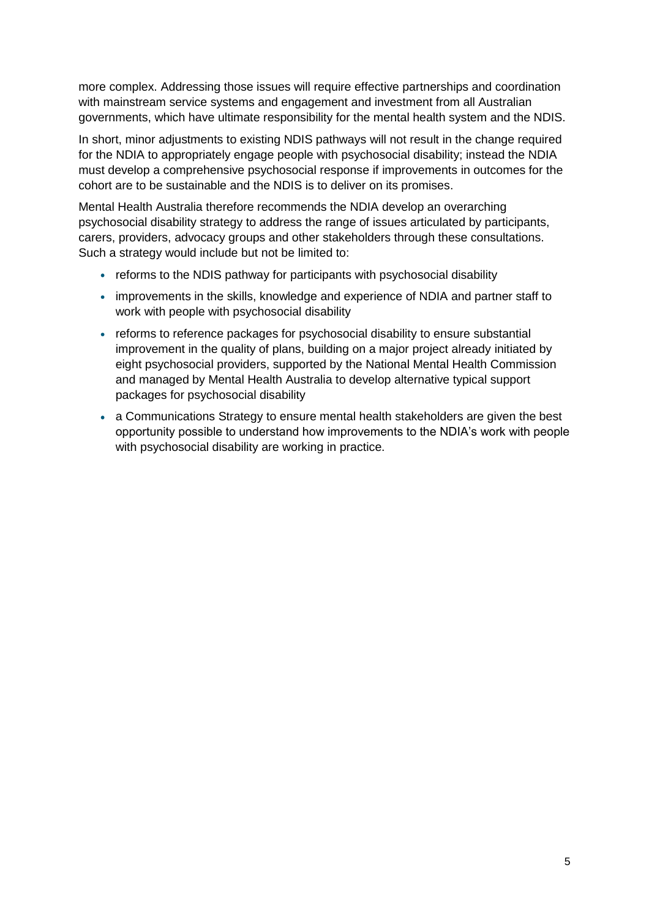more complex. Addressing those issues will require effective partnerships and coordination with mainstream service systems and engagement and investment from all Australian governments, which have ultimate responsibility for the mental health system and the NDIS.

In short, minor adjustments to existing NDIS pathways will not result in the change required for the NDIA to appropriately engage people with psychosocial disability; instead the NDIA must develop a comprehensive psychosocial response if improvements in outcomes for the cohort are to be sustainable and the NDIS is to deliver on its promises.

Mental Health Australia therefore recommends the NDIA develop an overarching psychosocial disability strategy to address the range of issues articulated by participants, carers, providers, advocacy groups and other stakeholders through these consultations. Such a strategy would include but not be limited to:

- reforms to the NDIS pathway for participants with psychosocial disability
- improvements in the skills, knowledge and experience of NDIA and partner staff to work with people with psychosocial disability
- reforms to reference packages for psychosocial disability to ensure substantial improvement in the quality of plans, building on a major project already initiated by eight psychosocial providers, supported by the National Mental Health Commission and managed by Mental Health Australia to develop alternative typical support packages for psychosocial disability
- a Communications Strategy to ensure mental health stakeholders are given the best opportunity possible to understand how improvements to the NDIA's work with people with psychosocial disability are working in practice.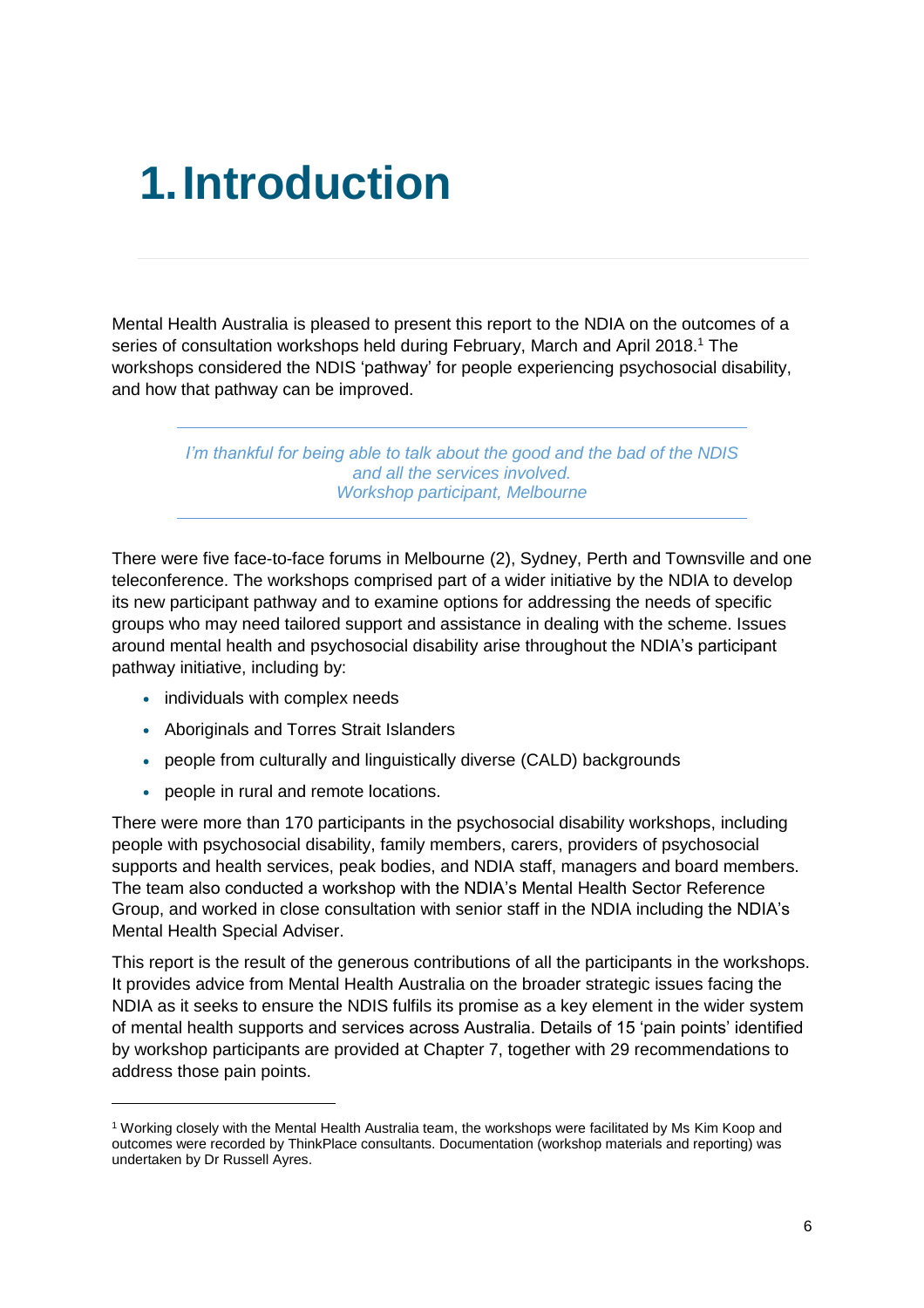# 1. Introduction

Mental Health Australia is pleased to present this report to the NDIA on the outcomes of a series of consultation workshops held during February, March and April 2018.[1] The workshops considered the NDIS 'pathway' for people experiencing psychosocial disability, and how that pathway can be improved.

> *I'm thankful for being able to talk about the good and the bad of the NDIS and all the services involved.*
> *Workshop participant, Melbourne*

There were five face-to-face forums in Melbourne (2), Sydney, Perth and Townsville and one teleconference. The workshops comprised part of a wider initiative by the NDIA to develop its new participant pathway and to examine options for addressing the needs of specific groups who may need tailored support and assistance in dealing with the scheme. Issues around mental health and psychosocial disability arise throughout the NDIA's participant pathway initiative, including by:

- individuals with complex needs
- Aboriginals and Torres Strait Islanders
- people from culturally and linguistically diverse (CALD) backgrounds
- people in rural and remote locations.

There were more than 170 participants in the psychosocial disability workshops, including people with psychosocial disability, family members, carers, providers of psychosocial supports and health services, peak bodies, and NDIA staff, managers and board members. The team also conducted a workshop with the NDIA's Mental Health Sector Reference Group, and worked in close consultation with senior staff in the NDIA including the NDIA's Mental Health Special Adviser.

This report is the result of the generous contributions of all the participants in the workshops. It provides advice from Mental Health Australia on the broader strategic issues facing the NDIA as it seeks to ensure the NDIS fulfils its promise as a key element in the wider system of mental health supports and services across Australia. Details of 15 'pain points' identified by workshop participants are provided at Chapter 7, together with 29 recommendations to address those pain points.

---

[1] Working closely with the Mental Health Australia team, the workshops were facilitated by Ms Kim Koop and outcomes were recorded by ThinkPlace consultants. Documentation (workshop materials and reporting) was undertaken by Dr Russell Ayres.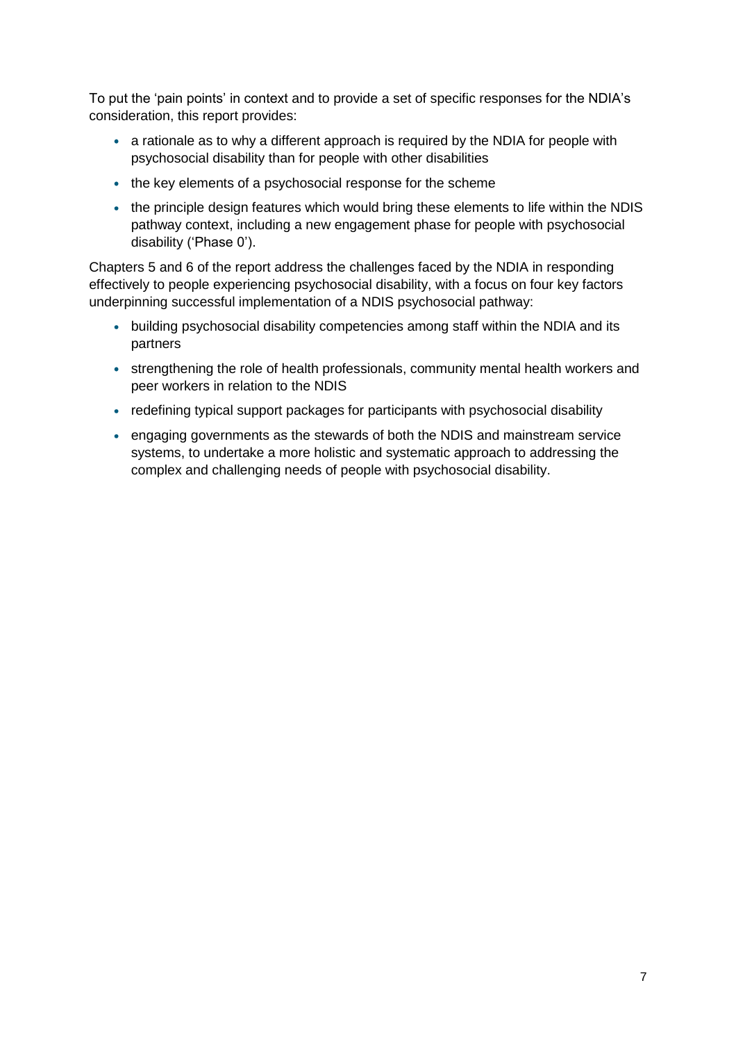To put the 'pain points' in context and to provide a set of specific responses for the NDIA's consideration, this report provides:

- a rationale as to why a different approach is required by the NDIA for people with psychosocial disability than for people with other disabilities
- the key elements of a psychosocial response for the scheme
- the principle design features which would bring these elements to life within the NDIS pathway context, including a new engagement phase for people with psychosocial disability ('Phase 0').

Chapters 5 and 6 of the report address the challenges faced by the NDIA in responding effectively to people experiencing psychosocial disability, with a focus on four key factors underpinning successful implementation of a NDIS psychosocial pathway:

- building psychosocial disability competencies among staff within the NDIA and its partners
- strengthening the role of health professionals, community mental health workers and peer workers in relation to the NDIS
- redefining typical support packages for participants with psychosocial disability
- engaging governments as the stewards of both the NDIS and mainstream service systems, to undertake a more holistic and systematic approach to addressing the complex and challenging needs of people with psychosocial disability.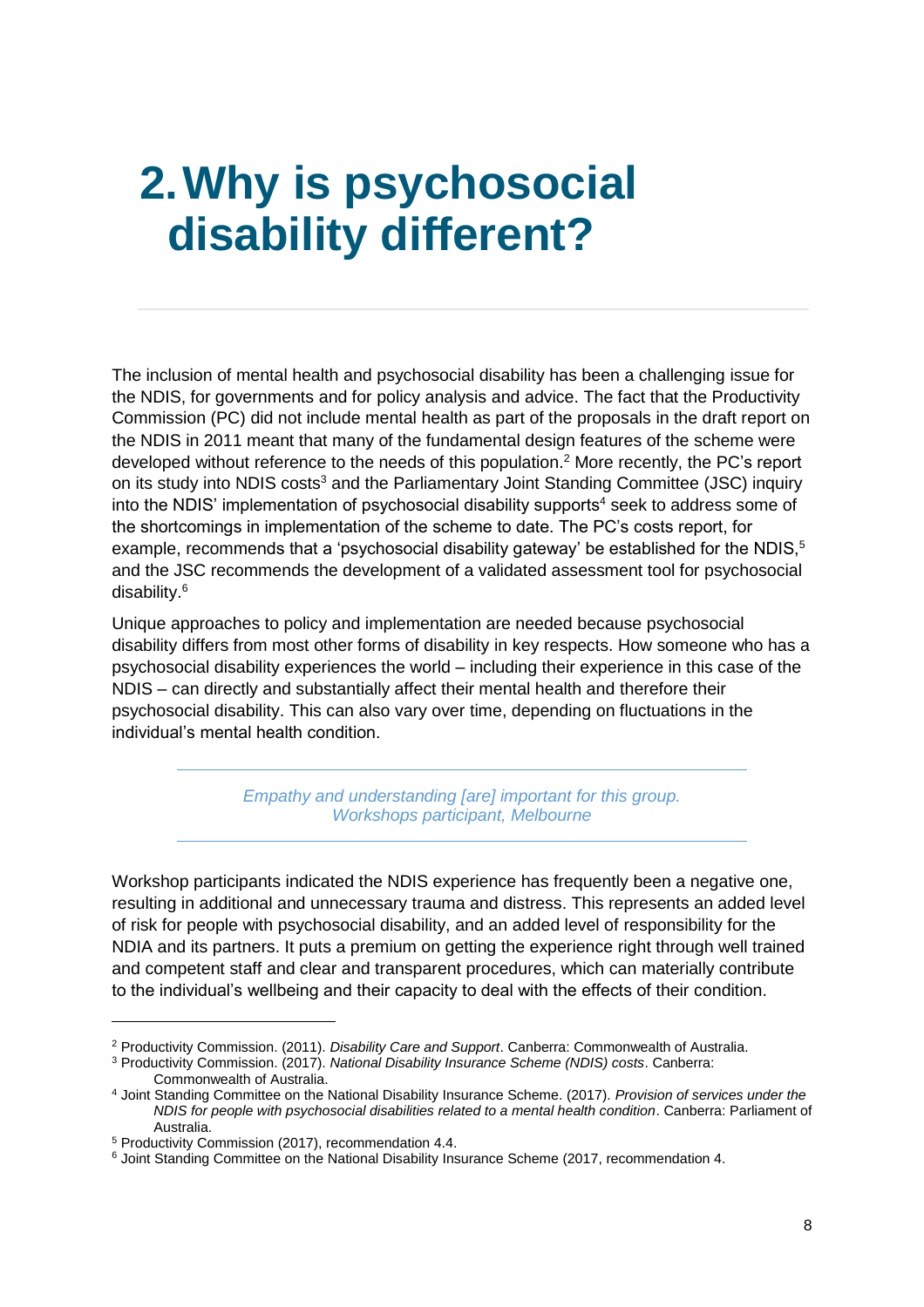# 2. Why is psychosocial disability different?

The inclusion of mental health and psychosocial disability has been a challenging issue for the NDIS, for governments and for policy analysis and advice. The fact that the Productivity Commission (PC) did not include mental health as part of the proposals in the draft report on the NDIS in 2011 meant that many of the fundamental design features of the scheme were developed without reference to the needs of this population.[2] More recently, the PC's report on its study into NDIS costs[3] and the Parliamentary Joint Standing Committee (JSC) inquiry into the NDIS' implementation of psychosocial disability supports[4] seek to address some of the shortcomings in implementation of the scheme to date. The PC's costs report, for example, recommends that a 'psychosocial disability gateway' be established for the NDIS,[5] and the JSC recommends the development of a validated assessment tool for psychosocial disability.[6]

Unique approaches to policy and implementation are needed because psychosocial disability differs from most other forms of disability in key respects. How someone who has a psychosocial disability experiences the world – including their experience in this case of the NDIS – can directly and substantially affect their mental health and therefore their psychosocial disability. This can also vary over time, depending on fluctuations in the individual's mental health condition.

> *Empathy and understanding [are] important for this group.*
> *Workshops participant, Melbourne*

Workshop participants indicated the NDIS experience has frequently been a negative one, resulting in additional and unnecessary trauma and distress. This represents an added level of risk for people with psychosocial disability, and an added level of responsibility for the NDIA and its partners. It puts a premium on getting the experience right through well trained and competent staff and clear and transparent procedures, which can materially contribute to the individual's wellbeing and their capacity to deal with the effects of their condition.

---

[2] Productivity Commission. (2011). *Disability Care and Support*. Canberra: Commonwealth of Australia.

[3] Productivity Commission. (2017). *National Disability Insurance Scheme (NDIS) costs*. Canberra: Commonwealth of Australia.

[4] Joint Standing Committee on the National Disability Insurance Scheme. (2017). *Provision of services under the NDIS for people with psychosocial disabilities related to a mental health condition*. Canberra: Parliament of Australia.

[5] Productivity Commission (2017), recommendation 4.4.

[6] Joint Standing Committee on the National Disability Insurance Scheme (2017, recommendation 4.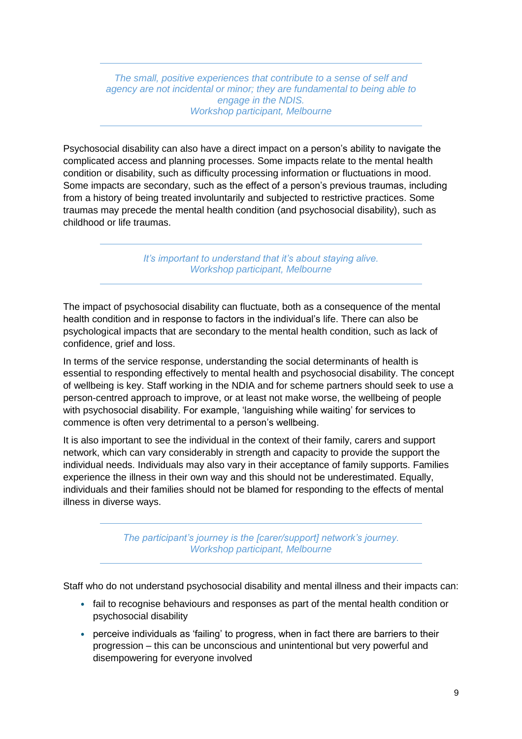> *The small, positive experiences that contribute to a sense of self and agency are not incidental or minor; they are fundamental to being able to engage in the NDIS.*
> *Workshop participant, Melbourne*

Psychosocial disability can also have a direct impact on a person's ability to navigate the complicated access and planning processes. Some impacts relate to the mental health condition or disability, such as difficulty processing information or fluctuations in mood. Some impacts are secondary, such as the effect of a person's previous traumas, including from a history of being treated involuntarily and subjected to restrictive practices. Some traumas may precede the mental health condition (and psychosocial disability), such as childhood or life traumas.

> *It's important to understand that it's about staying alive.*
> *Workshop participant, Melbourne*

The impact of psychosocial disability can fluctuate, both as a consequence of the mental health condition and in response to factors in the individual's life. There can also be psychological impacts that are secondary to the mental health condition, such as lack of confidence, grief and loss.

In terms of the service response, understanding the social determinants of health is essential to responding effectively to mental health and psychosocial disability. The concept of wellbeing is key. Staff working in the NDIA and for scheme partners should seek to use a person-centred approach to improve, or at least not make worse, the wellbeing of people with psychosocial disability. For example, 'languishing while waiting' for services to commence is often very detrimental to a person's wellbeing.

It is also important to see the individual in the context of their family, carers and support network, which can vary considerably in strength and capacity to provide the support the individual needs. Individuals may also vary in their acceptance of family supports. Families experience the illness in their own way and this should not be underestimated. Equally, individuals and their families should not be blamed for responding to the effects of mental illness in diverse ways.

> *The participant's journey is the [carer/support] network's journey.*
> *Workshop participant, Melbourne*

Staff who do not understand psychosocial disability and mental illness and their impacts can:

- fail to recognise behaviours and responses as part of the mental health condition or psychosocial disability
- perceive individuals as 'failing' to progress, when in fact there are barriers to their progression – this can be unconscious and unintentional but very powerful and disempowering for everyone involved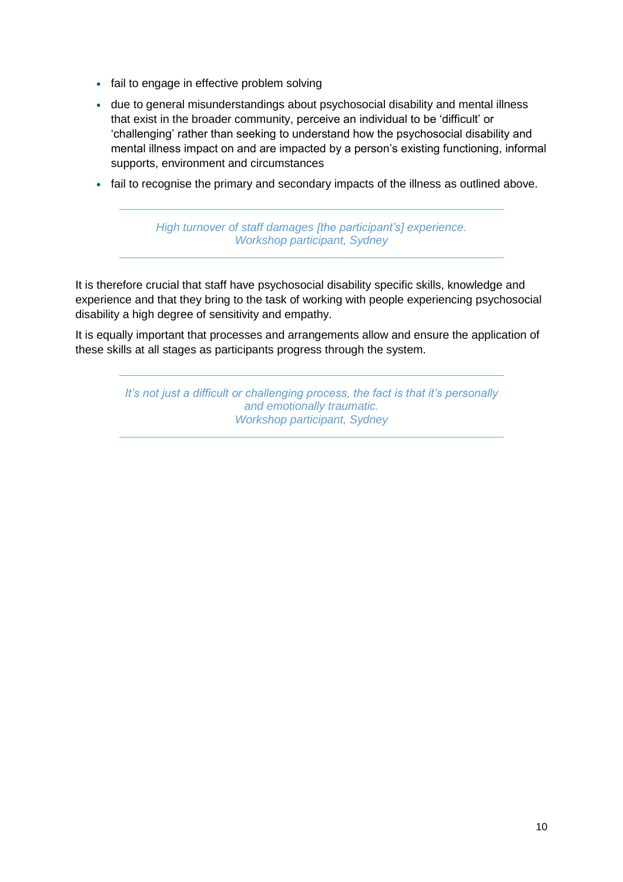- fail to engage in effective problem solving
- due to general misunderstandings about psychosocial disability and mental illness that exist in the broader community, perceive an individual to be 'difficult' or 'challenging' rather than seeking to understand how the psychosocial disability and mental illness impact on and are impacted by a person's existing functioning, informal supports, environment and circumstances
- fail to recognise the primary and secondary impacts of the illness as outlined above.

---

*High turnover of staff damages [the participant's] experience.*
*Workshop participant, Sydney*

---

It is therefore crucial that staff have psychosocial disability specific skills, knowledge and experience and that they bring to the task of working with people experiencing psychosocial disability a high degree of sensitivity and empathy.

It is equally important that processes and arrangements allow and ensure the application of these skills at all stages as participants progress through the system.

---

*It's not just a difficult or challenging process, the fact is that it's personally and emotionally traumatic.*
*Workshop participant, Sydney*

---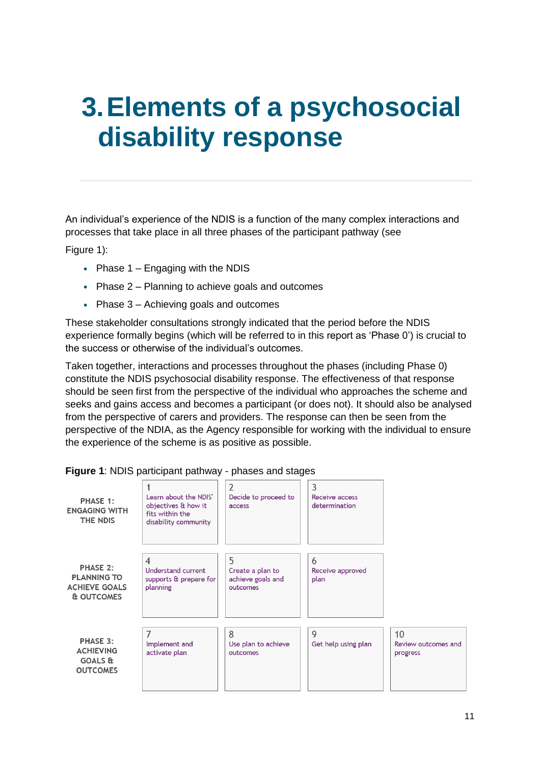# 3. Elements of a psychosocial disability response

An individual's experience of the NDIS is a function of the many complex interactions and processes that take place in all three phases of the participant pathway (see Figure 1):

- Phase 1 – Engaging with the NDIS
- Phase 2 – Planning to achieve goals and outcomes
- Phase 3 – Achieving goals and outcomes

These stakeholder consultations strongly indicated that the period before the NDIS experience formally begins (which will be referred to in this report as 'Phase 0') is crucial to the success or otherwise of the individual's outcomes.

Taken together, interactions and processes throughout the phases (including Phase 0) constitute the NDIS psychosocial disability response. The effectiveness of that response should be seen first from the perspective of the individual who approaches the scheme and seeks and gains access and becomes a participant (or does not). It should also be analysed from the perspective of carers and providers. The response can then be seen from the perspective of the NDIA, as the Agency responsible for working with the individual to ensure the experience of the scheme is as positive as possible.

**Figure 1**: NDIS participant pathway - phases and stages

| | | | | |
|---|---|---|---|---|
| PHASE 1: ENGAGING WITH THE NDIS | 1 Learn about the NDIS' objectives & how it fits within the disability community | 2 Decide to proceed to access | 3 Receive access determination | |
| PHASE 2: PLANNING TO ACHIEVE GOALS & OUTCOMES | 4 Understand current supports & prepare for planning | 5 Create a plan to achieve goals and outcomes | 6 Receive approved plan | |
| PHASE 3: ACHIEVING GOALS & OUTCOMES | 7 Implement and activate plan | 8 Use plan to achieve outcomes | 9 Get help using plan | 10 Review outcomes and progress |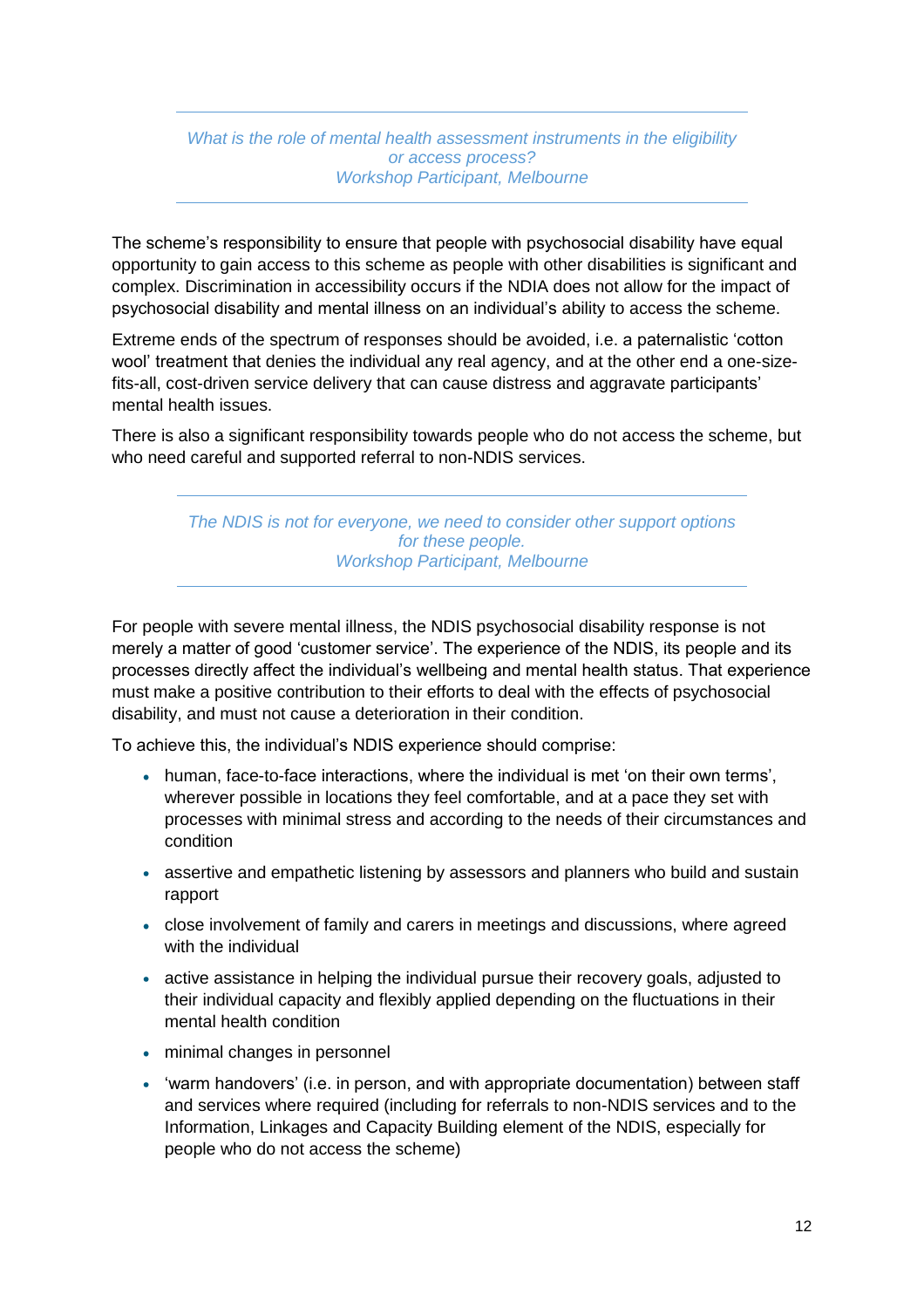> *What is the role of mental health assessment instruments in the eligibility or access process?*
> *Workshop Participant, Melbourne*

The scheme's responsibility to ensure that people with psychosocial disability have equal opportunity to gain access to this scheme as people with other disabilities is significant and complex. Discrimination in accessibility occurs if the NDIA does not allow for the impact of psychosocial disability and mental illness on an individual's ability to access the scheme.

Extreme ends of the spectrum of responses should be avoided, i.e. a paternalistic 'cotton wool' treatment that denies the individual any real agency, and at the other end a one-size-fits-all, cost-driven service delivery that can cause distress and aggravate participants' mental health issues.

There is also a significant responsibility towards people who do not access the scheme, but who need careful and supported referral to non-NDIS services.

> *The NDIS is not for everyone, we need to consider other support options for these people.*
> *Workshop Participant, Melbourne*

For people with severe mental illness, the NDIS psychosocial disability response is not merely a matter of good 'customer service'. The experience of the NDIS, its people and its processes directly affect the individual's wellbeing and mental health status. That experience must make a positive contribution to their efforts to deal with the effects of psychosocial disability, and must not cause a deterioration in their condition.

To achieve this, the individual's NDIS experience should comprise:

- human, face-to-face interactions, where the individual is met 'on their own terms', wherever possible in locations they feel comfortable, and at a pace they set with processes with minimal stress and according to the needs of their circumstances and condition
- assertive and empathetic listening by assessors and planners who build and sustain rapport
- close involvement of family and carers in meetings and discussions, where agreed with the individual
- active assistance in helping the individual pursue their recovery goals, adjusted to their individual capacity and flexibly applied depending on the fluctuations in their mental health condition
- minimal changes in personnel
- 'warm handovers' (i.e. in person, and with appropriate documentation) between staff and services where required (including for referrals to non-NDIS services and to the Information, Linkages and Capacity Building element of the NDIS, especially for people who do not access the scheme)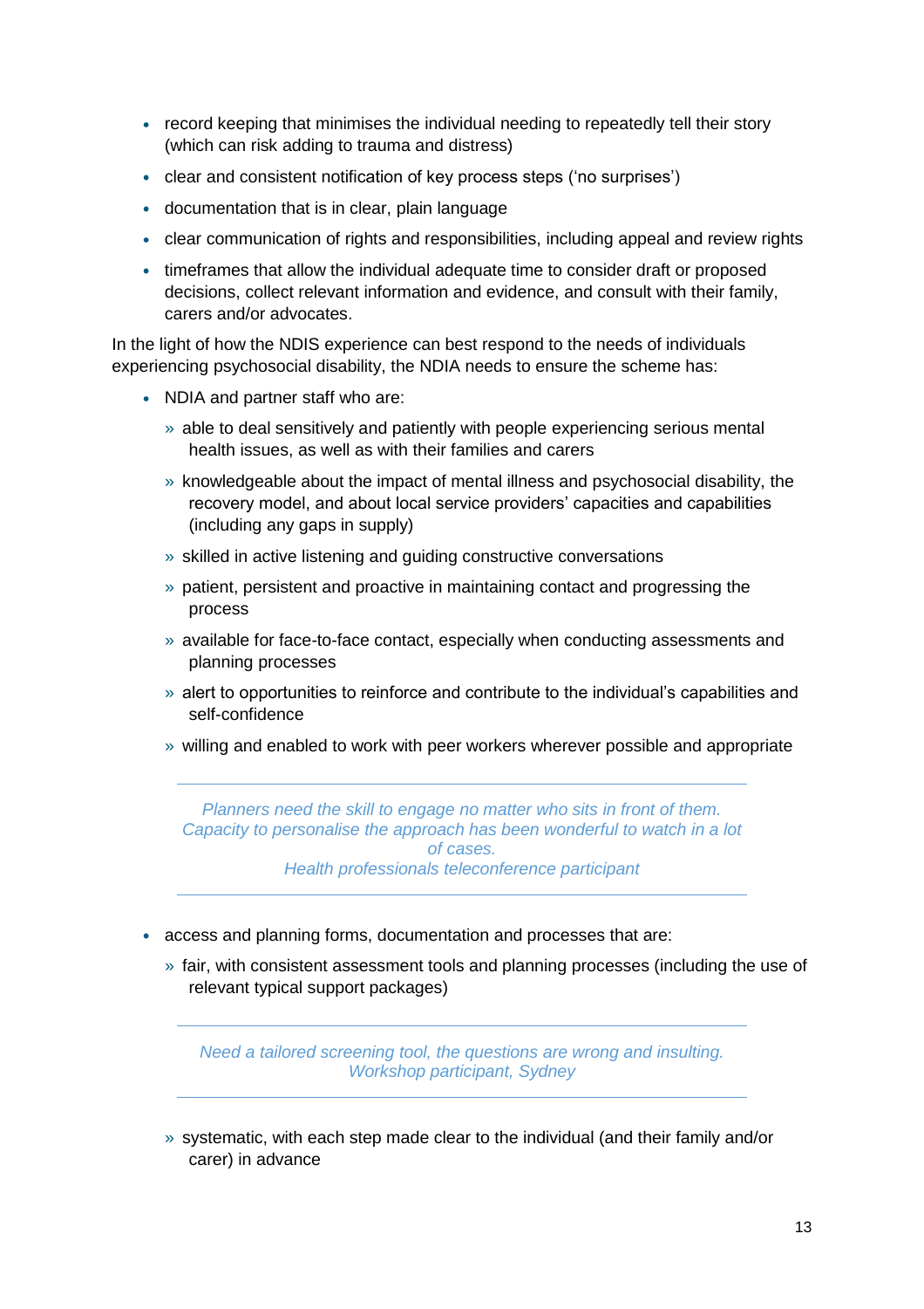- record keeping that minimises the individual needing to repeatedly tell their story (which can risk adding to trauma and distress)
- clear and consistent notification of key process steps ('no surprises')
- documentation that is in clear, plain language
- clear communication of rights and responsibilities, including appeal and review rights
- timeframes that allow the individual adequate time to consider draft or proposed decisions, collect relevant information and evidence, and consult with their family, carers and/or advocates.

In the light of how the NDIS experience can best respond to the needs of individuals experiencing psychosocial disability, the NDIA needs to ensure the scheme has:

- NDIA and partner staff who are:
  - able to deal sensitively and patiently with people experiencing serious mental health issues, as well as with their families and carers
  - knowledgeable about the impact of mental illness and psychosocial disability, the recovery model, and about local service providers' capacities and capabilities (including any gaps in supply)
  - skilled in active listening and guiding constructive conversations
  - patient, persistent and proactive in maintaining contact and progressing the process
  - available for face-to-face contact, especially when conducting assessments and planning processes
  - alert to opportunities to reinforce and contribute to the individual's capabilities and self-confidence
  - willing and enabled to work with peer workers wherever possible and appropriate

> *Planners need the skill to engage no matter who sits in front of them. Capacity to personalise the approach has been wonderful to watch in a lot of cases.*
> *Health professionals teleconference participant*

- access and planning forms, documentation and processes that are:
  - fair, with consistent assessment tools and planning processes (including the use of relevant typical support packages)

> *Need a tailored screening tool, the questions are wrong and insulting.*
> *Workshop participant, Sydney*

  - systematic, with each step made clear to the individual (and their family and/or carer) in advance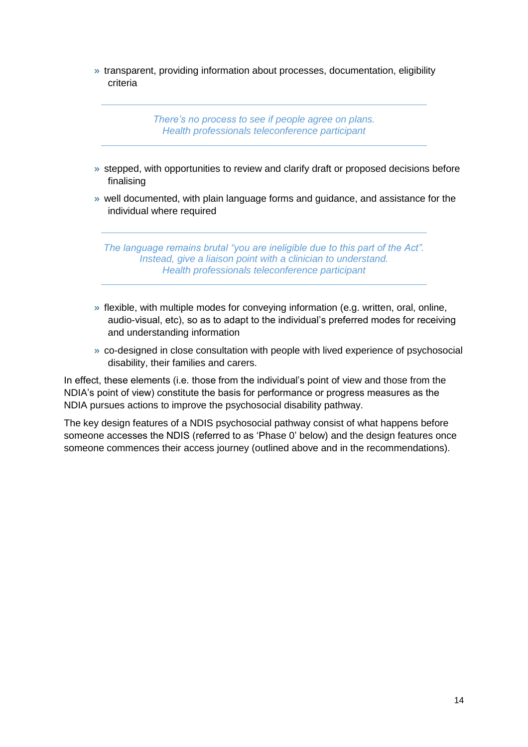- transparent, providing information about processes, documentation, eligibility criteria

---

*There's no process to see if people agree on plans.*
*Health professionals teleconference participant*

---

- stepped, with opportunities to review and clarify draft or proposed decisions before finalising
- well documented, with plain language forms and guidance, and assistance for the individual where required

---

*The language remains brutal "you are ineligible due to this part of the Act". Instead, give a liaison point with a clinician to understand.*
*Health professionals teleconference participant*

---

- flexible, with multiple modes for conveying information (e.g. written, oral, online, audio-visual, etc), so as to adapt to the individual's preferred modes for receiving and understanding information
- co-designed in close consultation with people with lived experience of psychosocial disability, their families and carers.

In effect, these elements (i.e. those from the individual's point of view and those from the NDIA's point of view) constitute the basis for performance or progress measures as the NDIA pursues actions to improve the psychosocial disability pathway.

The key design features of a NDIS psychosocial pathway consist of what happens before someone accesses the NDIS (referred to as 'Phase 0' below) and the design features once someone commences their access journey (outlined above and in the recommendations).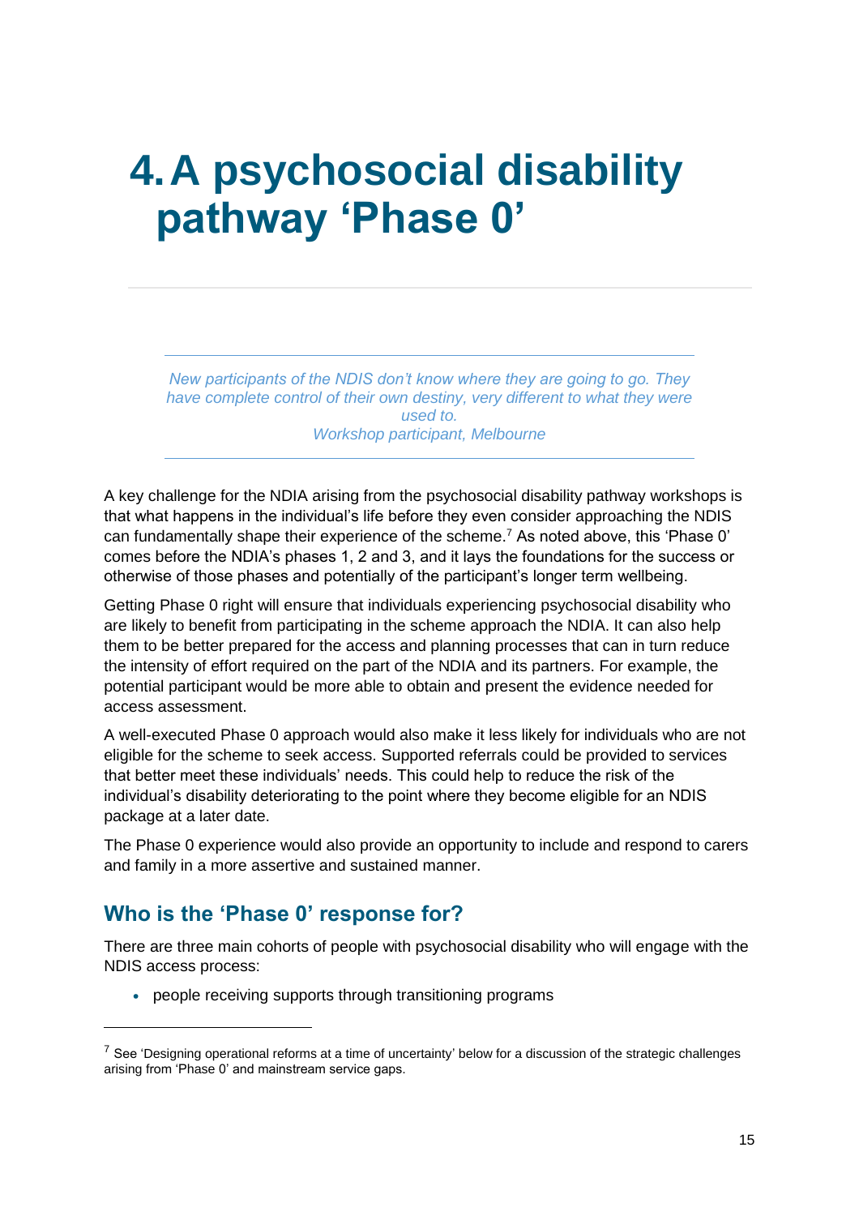# 4. A psychosocial disability pathway 'Phase 0'

> *New participants of the NDIS don't know where they are going to go. They have complete control of their own destiny, very different to what they were used to.*
> *Workshop participant, Melbourne*

A key challenge for the NDIA arising from the psychosocial disability pathway workshops is that what happens in the individual's life before they even consider approaching the NDIS can fundamentally shape their experience of the scheme.[7] As noted above, this 'Phase 0' comes before the NDIA's phases 1, 2 and 3, and it lays the foundations for the success or otherwise of those phases and potentially of the participant's longer term wellbeing.

Getting Phase 0 right will ensure that individuals experiencing psychosocial disability who are likely to benefit from participating in the scheme approach the NDIA. It can also help them to be better prepared for the access and planning processes that can in turn reduce the intensity of effort required on the part of the NDIA and its partners. For example, the potential participant would be more able to obtain and present the evidence needed for access assessment.

A well-executed Phase 0 approach would also make it less likely for individuals who are not eligible for the scheme to seek access. Supported referrals could be provided to services that better meet these individuals' needs. This could help to reduce the risk of the individual's disability deteriorating to the point where they become eligible for an NDIS package at a later date.

The Phase 0 experience would also provide an opportunity to include and respond to carers and family in a more assertive and sustained manner.

## Who is the 'Phase 0' response for?

There are three main cohorts of people with psychosocial disability who will engage with the NDIS access process:

- people receiving supports through transitioning programs

[7] See 'Designing operational reforms at a time of uncertainty' below for a discussion of the strategic challenges arising from 'Phase 0' and mainstream service gaps.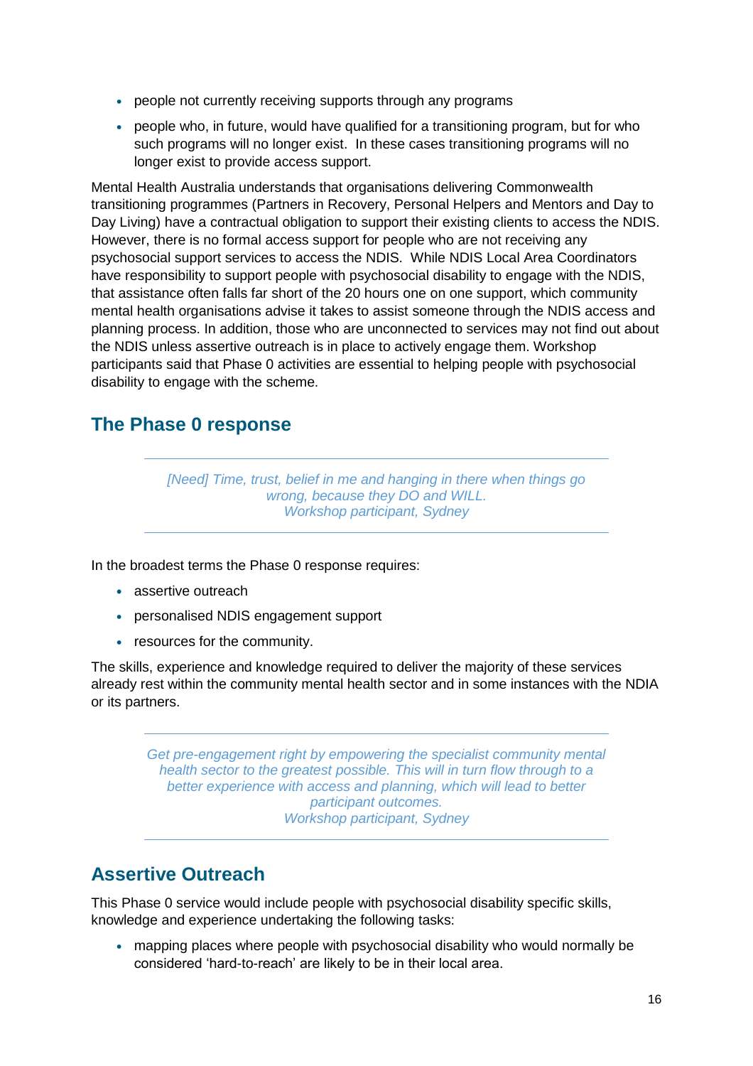- people not currently receiving supports through any programs
- people who, in future, would have qualified for a transitioning program, but for who such programs will no longer exist. In these cases transitioning programs will no longer exist to provide access support.

Mental Health Australia understands that organisations delivering Commonwealth transitioning programmes (Partners in Recovery, Personal Helpers and Mentors and Day to Day Living) have a contractual obligation to support their existing clients to access the NDIS. However, there is no formal access support for people who are not receiving any psychosocial support services to access the NDIS. While NDIS Local Area Coordinators have responsibility to support people with psychosocial disability to engage with the NDIS, that assistance often falls far short of the 20 hours one on one support, which community mental health organisations advise it takes to assist someone through the NDIS access and planning process. In addition, those who are unconnected to services may not find out about the NDIS unless assertive outreach is in place to actively engage them. Workshop participants said that Phase 0 activities are essential to helping people with psychosocial disability to engage with the scheme.

## The Phase 0 response

> *[Need] Time, trust, belief in me and hanging in there when things go wrong, because they DO and WILL.*
> *Workshop participant, Sydney*

In the broadest terms the Phase 0 response requires:

- assertive outreach
- personalised NDIS engagement support
- resources for the community.

The skills, experience and knowledge required to deliver the majority of these services already rest within the community mental health sector and in some instances with the NDIA or its partners.

> *Get pre-engagement right by empowering the specialist community mental health sector to the greatest possible. This will in turn flow through to a better experience with access and planning, which will lead to better participant outcomes.*
> *Workshop participant, Sydney*

## Assertive Outreach

This Phase 0 service would include people with psychosocial disability specific skills, knowledge and experience undertaking the following tasks:

- mapping places where people with psychosocial disability who would normally be considered 'hard-to-reach' are likely to be in their local area.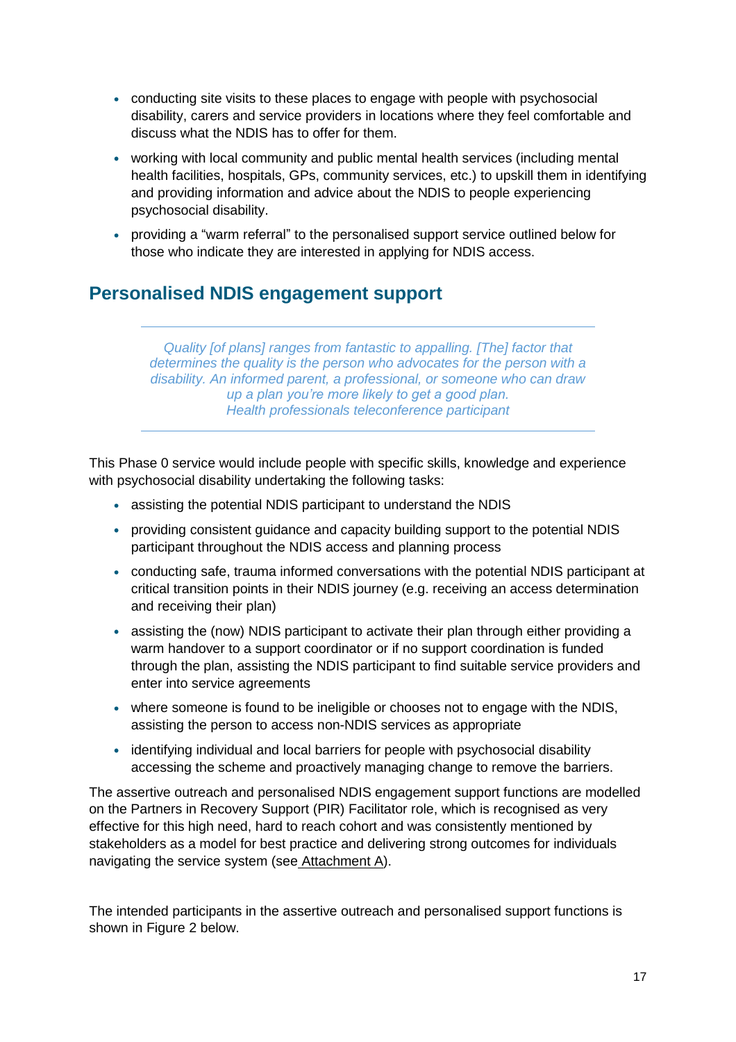- conducting site visits to these places to engage with people with psychosocial disability, carers and service providers in locations where they feel comfortable and discuss what the NDIS has to offer for them.
- working with local community and public mental health services (including mental health facilities, hospitals, GPs, community services, etc.) to upskill them in identifying and providing information and advice about the NDIS to people experiencing psychosocial disability.
- providing a “warm referral” to the personalised support service outlined below for those who indicate they are interested in applying for NDIS access.

## Personalised NDIS engagement support

> *Quality [of plans] ranges from fantastic to appalling. [The] factor that determines the quality is the person who advocates for the person with a disability. An informed parent, a professional, or someone who can draw up a plan you’re more likely to get a good plan.*
> *Health professionals teleconference participant*

This Phase 0 service would include people with specific skills, knowledge and experience with psychosocial disability undertaking the following tasks:

- assisting the potential NDIS participant to understand the NDIS
- providing consistent guidance and capacity building support to the potential NDIS participant throughout the NDIS access and planning process
- conducting safe, trauma informed conversations with the potential NDIS participant at critical transition points in their NDIS journey (e.g. receiving an access determination and receiving their plan)
- assisting the (now) NDIS participant to activate their plan through either providing a warm handover to a support coordinator or if no support coordination is funded through the plan, assisting the NDIS participant to find suitable service providers and enter into service agreements
- where someone is found to be ineligible or chooses not to engage with the NDIS, assisting the person to access non-NDIS services as appropriate
- identifying individual and local barriers for people with psychosocial disability accessing the scheme and proactively managing change to remove the barriers.

The assertive outreach and personalised NDIS engagement support functions are modelled on the Partners in Recovery Support (PIR) Facilitator role, which is recognised as very effective for this high need, hard to reach cohort and was consistently mentioned by stakeholders as a model for best practice and delivering strong outcomes for individuals navigating the service system (see Attachment A).

The intended participants in the assertive outreach and personalised support functions is shown in Figure 2 below.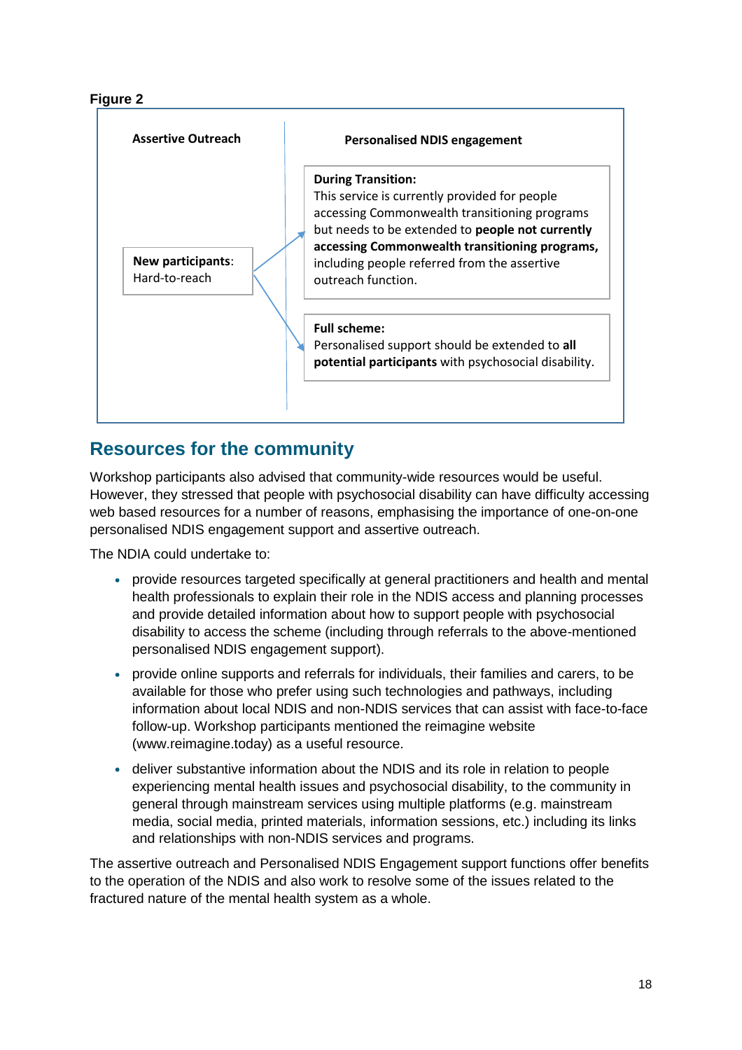**Figure 2**

| Assertive Outreach | Personalised NDIS engagement |
| --- | --- |
| **New participants**: Hard-to-reach | **During Transition:** This service is currently provided for people accessing Commonwealth transitioning programs but needs to be extended to **people not currently accessing Commonwealth transitioning programs,** including people referred from the assertive outreach function. |
| | **Full scheme:** Personalised support should be extended to **all potential participants** with psychosocial disability. |

## Resources for the community

Workshop participants also advised that community-wide resources would be useful. However, they stressed that people with psychosocial disability can have difficulty accessing web based resources for a number of reasons, emphasising the importance of one-on-one personalised NDIS engagement support and assertive outreach.

The NDIA could undertake to:

- provide resources targeted specifically at general practitioners and health and mental health professionals to explain their role in the NDIS access and planning processes and provide detailed information about how to support people with psychosocial disability to access the scheme (including through referrals to the above-mentioned personalised NDIS engagement support).
- provide online supports and referrals for individuals, their families and carers, to be available for those who prefer using such technologies and pathways, including information about local NDIS and non-NDIS services that can assist with face-to-face follow-up. Workshop participants mentioned the reimagine website (www.reimagine.today) as a useful resource.
- deliver substantive information about the NDIS and its role in relation to people experiencing mental health issues and psychosocial disability, to the community in general through mainstream services using multiple platforms (e.g. mainstream media, social media, printed materials, information sessions, etc.) including its links and relationships with non-NDIS services and programs.

The assertive outreach and Personalised NDIS Engagement support functions offer benefits to the operation of the NDIS and also work to resolve some of the issues related to the fractured nature of the mental health system as a whole.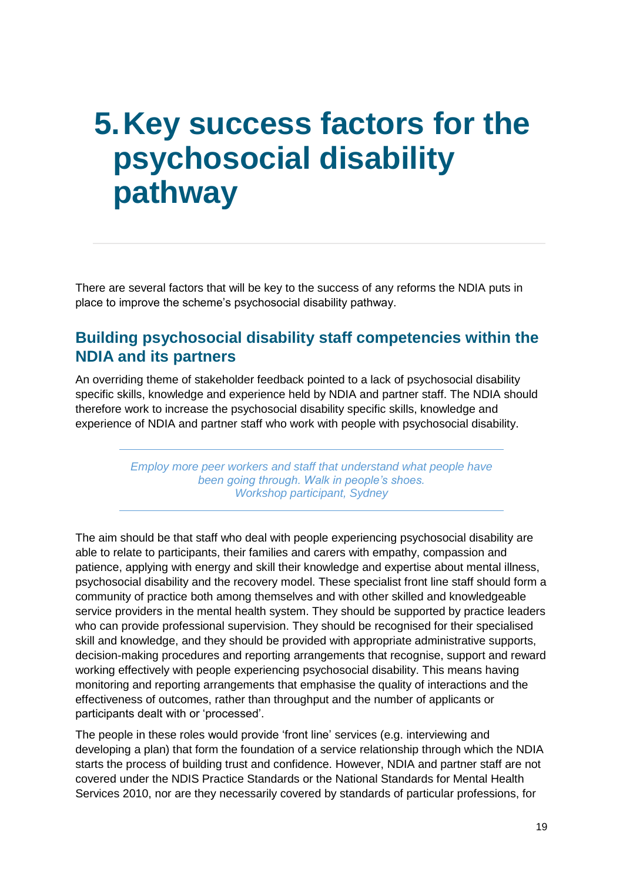# 5. Key success factors for the psychosocial disability pathway

There are several factors that will be key to the success of any reforms the NDIA puts in place to improve the scheme's psychosocial disability pathway.

## Building psychosocial disability staff competencies within the NDIA and its partners

An overriding theme of stakeholder feedback pointed to a lack of psychosocial disability specific skills, knowledge and experience held by NDIA and partner staff. The NDIA should therefore work to increase the psychosocial disability specific skills, knowledge and experience of NDIA and partner staff who work with people with psychosocial disability.

> *Employ more peer workers and staff that understand what people have been going through. Walk in people's shoes.*
> *Workshop participant, Sydney*

The aim should be that staff who deal with people experiencing psychosocial disability are able to relate to participants, their families and carers with empathy, compassion and patience, applying with energy and skill their knowledge and expertise about mental illness, psychosocial disability and the recovery model. These specialist front line staff should form a community of practice both among themselves and with other skilled and knowledgeable service providers in the mental health system. They should be supported by practice leaders who can provide professional supervision. They should be recognised for their specialised skill and knowledge, and they should be provided with appropriate administrative supports, decision-making procedures and reporting arrangements that recognise, support and reward working effectively with people experiencing psychosocial disability. This means having monitoring and reporting arrangements that emphasise the quality of interactions and the effectiveness of outcomes, rather than throughput and the number of applicants or participants dealt with or 'processed'.

The people in these roles would provide 'front line' services (e.g. interviewing and developing a plan) that form the foundation of a service relationship through which the NDIA starts the process of building trust and confidence. However, NDIA and partner staff are not covered under the NDIS Practice Standards or the National Standards for Mental Health Services 2010, nor are they necessarily covered by standards of particular professions, for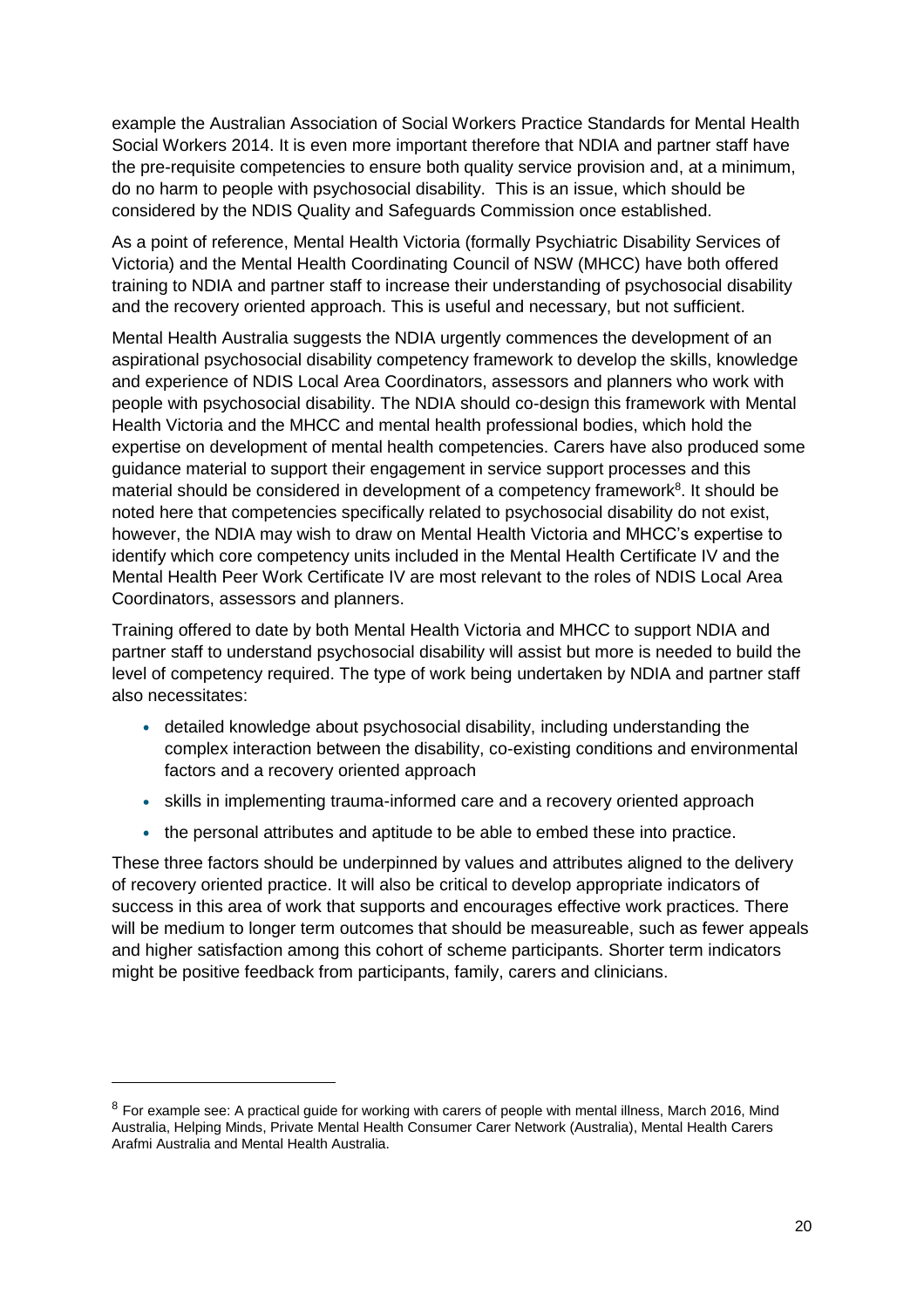example the Australian Association of Social Workers Practice Standards for Mental Health Social Workers 2014. It is even more important therefore that NDIA and partner staff have the pre-requisite competencies to ensure both quality service provision and, at a minimum, do no harm to people with psychosocial disability. This is an issue, which should be considered by the NDIS Quality and Safeguards Commission once established.

As a point of reference, Mental Health Victoria (formally Psychiatric Disability Services of Victoria) and the Mental Health Coordinating Council of NSW (MHCC) have both offered training to NDIA and partner staff to increase their understanding of psychosocial disability and the recovery oriented approach. This is useful and necessary, but not sufficient.

Mental Health Australia suggests the NDIA urgently commences the development of an aspirational psychosocial disability competency framework to develop the skills, knowledge and experience of NDIS Local Area Coordinators, assessors and planners who work with people with psychosocial disability. The NDIA should co-design this framework with Mental Health Victoria and the MHCC and mental health professional bodies, which hold the expertise on development of mental health competencies. Carers have also produced some guidance material to support their engagement in service support processes and this material should be considered in development of a competency framework[8]. It should be noted here that competencies specifically related to psychosocial disability do not exist, however, the NDIA may wish to draw on Mental Health Victoria and MHCC's expertise to identify which core competency units included in the Mental Health Certificate IV and the Mental Health Peer Work Certificate IV are most relevant to the roles of NDIS Local Area Coordinators, assessors and planners.

Training offered to date by both Mental Health Victoria and MHCC to support NDIA and partner staff to understand psychosocial disability will assist but more is needed to build the level of competency required. The type of work being undertaken by NDIA and partner staff also necessitates:

- detailed knowledge about psychosocial disability, including understanding the complex interaction between the disability, co-existing conditions and environmental factors and a recovery oriented approach
- skills in implementing trauma-informed care and a recovery oriented approach
- the personal attributes and aptitude to be able to embed these into practice.

These three factors should be underpinned by values and attributes aligned to the delivery of recovery oriented practice. It will also be critical to develop appropriate indicators of success in this area of work that supports and encourages effective work practices. There will be medium to longer term outcomes that should be measureable, such as fewer appeals and higher satisfaction among this cohort of scheme participants. Shorter term indicators might be positive feedback from participants, family, carers and clinicians.

[8] For example see: A practical guide for working with carers of people with mental illness, March 2016, Mind Australia, Helping Minds, Private Mental Health Consumer Carer Network (Australia), Mental Health Carers Arafmi Australia and Mental Health Australia.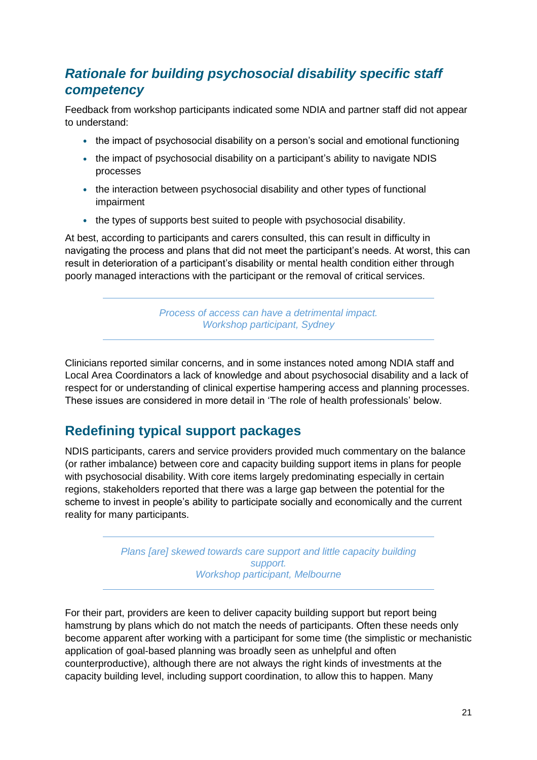### *Rationale for building psychosocial disability specific staff competency*

Feedback from workshop participants indicated some NDIA and partner staff did not appear to understand:

- the impact of psychosocial disability on a person's social and emotional functioning
- the impact of psychosocial disability on a participant's ability to navigate NDIS processes
- the interaction between psychosocial disability and other types of functional impairment
- the types of supports best suited to people with psychosocial disability.

At best, according to participants and carers consulted, this can result in difficulty in navigating the process and plans that did not meet the participant's needs. At worst, this can result in deterioration of a participant's disability or mental health condition either through poorly managed interactions with the participant or the removal of critical services.

> *Process of access can have a detrimental impact.*
> *Workshop participant, Sydney*

Clinicians reported similar concerns, and in some instances noted among NDIA staff and Local Area Coordinators a lack of knowledge and about psychosocial disability and a lack of respect for or understanding of clinical expertise hampering access and planning processes. These issues are considered in more detail in 'The role of health professionals' below.

## Redefining typical support packages

NDIS participants, carers and service providers provided much commentary on the balance (or rather imbalance) between core and capacity building support items in plans for people with psychosocial disability. With core items largely predominating especially in certain regions, stakeholders reported that there was a large gap between the potential for the scheme to invest in people's ability to participate socially and economically and the current reality for many participants.

> *Plans [are] skewed towards care support and little capacity building support.*
> *Workshop participant, Melbourne*

For their part, providers are keen to deliver capacity building support but report being hamstrung by plans which do not match the needs of participants. Often these needs only become apparent after working with a participant for some time (the simplistic or mechanistic application of goal-based planning was broadly seen as unhelpful and often counterproductive), although there are not always the right kinds of investments at the capacity building level, including support coordination, to allow this to happen. Many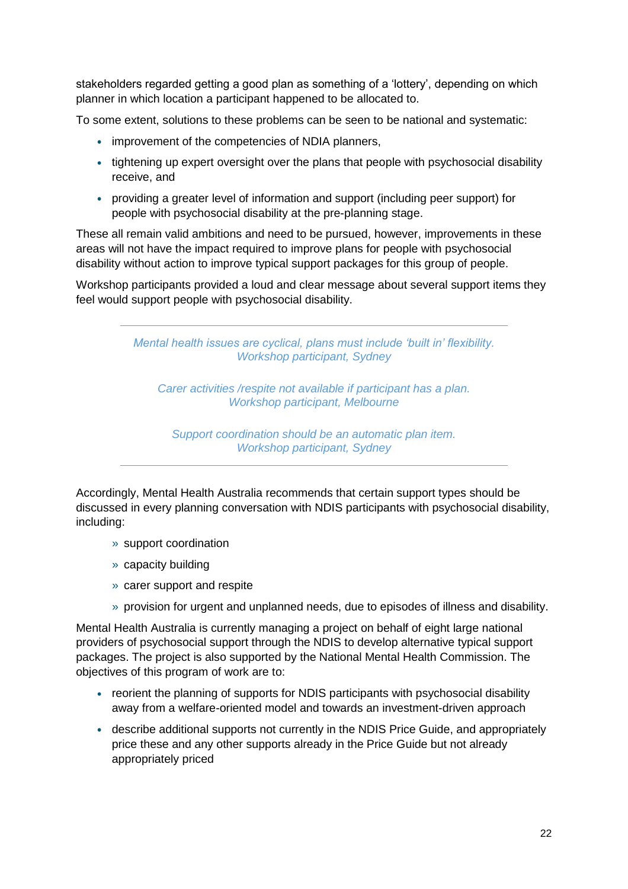stakeholders regarded getting a good plan as something of a 'lottery', depending on which planner in which location a participant happened to be allocated to.

To some extent, solutions to these problems can be seen to be national and systematic:

- improvement of the competencies of NDIA planners,
- tightening up expert oversight over the plans that people with psychosocial disability receive, and
- providing a greater level of information and support (including peer support) for people with psychosocial disability at the pre-planning stage.

These all remain valid ambitions and need to be pursued, however, improvements in these areas will not have the impact required to improve plans for people with psychosocial disability without action to improve typical support packages for this group of people.

Workshop participants provided a loud and clear message about several support items they feel would support people with psychosocial disability.

---

*Mental health issues are cyclical, plans must include 'built in' flexibility.*
*Workshop participant, Sydney*

*Carer activities /respite not available if participant has a plan.*
*Workshop participant, Melbourne*

*Support coordination should be an automatic plan item.*
*Workshop participant, Sydney*

---

Accordingly, Mental Health Australia recommends that certain support types should be discussed in every planning conversation with NDIS participants with psychosocial disability, including:

- support coordination
- capacity building
- carer support and respite
- provision for urgent and unplanned needs, due to episodes of illness and disability.

Mental Health Australia is currently managing a project on behalf of eight large national providers of psychosocial support through the NDIS to develop alternative typical support packages. The project is also supported by the National Mental Health Commission. The objectives of this program of work are to:

- reorient the planning of supports for NDIS participants with psychosocial disability away from a welfare-oriented model and towards an investment-driven approach
- describe additional supports not currently in the NDIS Price Guide, and appropriately price these and any other supports already in the Price Guide but not already appropriately priced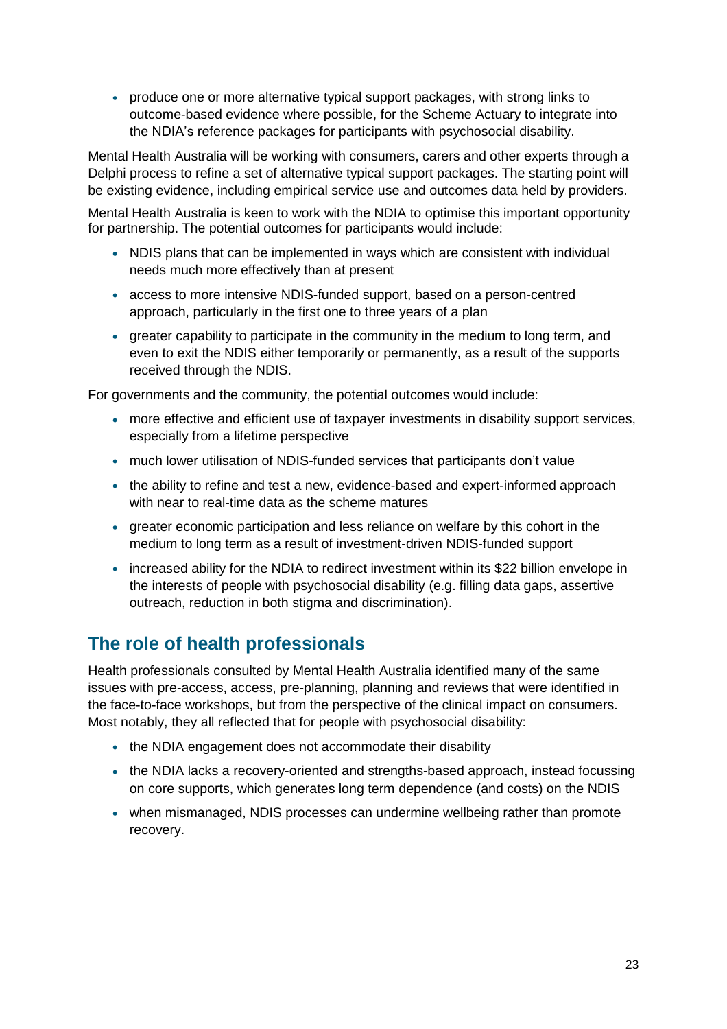- produce one or more alternative typical support packages, with strong links to outcome-based evidence where possible, for the Scheme Actuary to integrate into the NDIA's reference packages for participants with psychosocial disability.

Mental Health Australia will be working with consumers, carers and other experts through a Delphi process to refine a set of alternative typical support packages. The starting point will be existing evidence, including empirical service use and outcomes data held by providers.

Mental Health Australia is keen to work with the NDIA to optimise this important opportunity for partnership. The potential outcomes for participants would include:

- NDIS plans that can be implemented in ways which are consistent with individual needs much more effectively than at present
- access to more intensive NDIS-funded support, based on a person-centred approach, particularly in the first one to three years of a plan
- greater capability to participate in the community in the medium to long term, and even to exit the NDIS either temporarily or permanently, as a result of the supports received through the NDIS.

For governments and the community, the potential outcomes would include:

- more effective and efficient use of taxpayer investments in disability support services, especially from a lifetime perspective
- much lower utilisation of NDIS-funded services that participants don't value
- the ability to refine and test a new, evidence-based and expert-informed approach with near to real-time data as the scheme matures
- greater economic participation and less reliance on welfare by this cohort in the medium to long term as a result of investment-driven NDIS-funded support
- increased ability for the NDIA to redirect investment within its $22 billion envelope in the interests of people with psychosocial disability (e.g. filling data gaps, assertive outreach, reduction in both stigma and discrimination).

## The role of health professionals

Health professionals consulted by Mental Health Australia identified many of the same issues with pre-access, access, pre-planning, planning and reviews that were identified in the face-to-face workshops, but from the perspective of the clinical impact on consumers. Most notably, they all reflected that for people with psychosocial disability:

- the NDIA engagement does not accommodate their disability
- the NDIA lacks a recovery-oriented and strengths-based approach, instead focussing on core supports, which generates long term dependence (and costs) on the NDIS
- when mismanaged, NDIS processes can undermine wellbeing rather than promote recovery.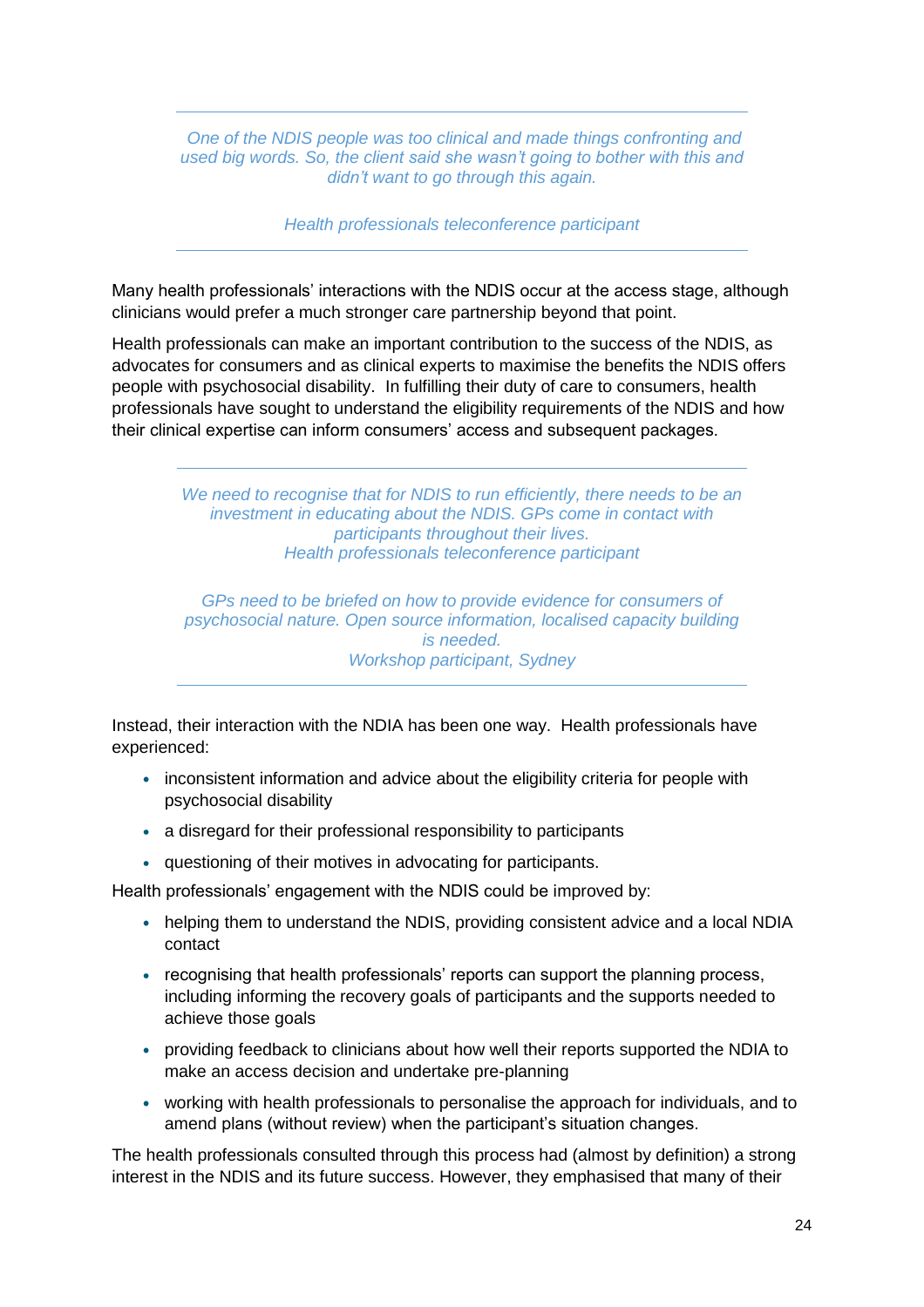> *One of the NDIS people was too clinical and made things confronting and used big words. So, the client said she wasn't going to bother with this and didn't want to go through this again.*
>
> *Health professionals teleconference participant*

Many health professionals' interactions with the NDIS occur at the access stage, although clinicians would prefer a much stronger care partnership beyond that point.

Health professionals can make an important contribution to the success of the NDIS, as advocates for consumers and as clinical experts to maximise the benefits the NDIS offers people with psychosocial disability. In fulfilling their duty of care to consumers, health professionals have sought to understand the eligibility requirements of the NDIS and how their clinical expertise can inform consumers' access and subsequent packages.

> *We need to recognise that for NDIS to run efficiently, there needs to be an investment in educating about the NDIS. GPs come in contact with participants throughout their lives.*
> *Health professionals teleconference participant*
>
> *GPs need to be briefed on how to provide evidence for consumers of psychosocial nature. Open source information, localised capacity building is needed.*
> *Workshop participant, Sydney*

Instead, their interaction with the NDIA has been one way. Health professionals have experienced:

- inconsistent information and advice about the eligibility criteria for people with psychosocial disability
- a disregard for their professional responsibility to participants
- questioning of their motives in advocating for participants.

Health professionals' engagement with the NDIS could be improved by:

- helping them to understand the NDIS, providing consistent advice and a local NDIA contact
- recognising that health professionals' reports can support the planning process, including informing the recovery goals of participants and the supports needed to achieve those goals
- providing feedback to clinicians about how well their reports supported the NDIA to make an access decision and undertake pre-planning
- working with health professionals to personalise the approach for individuals, and to amend plans (without review) when the participant's situation changes.

The health professionals consulted through this process had (almost by definition) a strong interest in the NDIS and its future success. However, they emphasised that many of their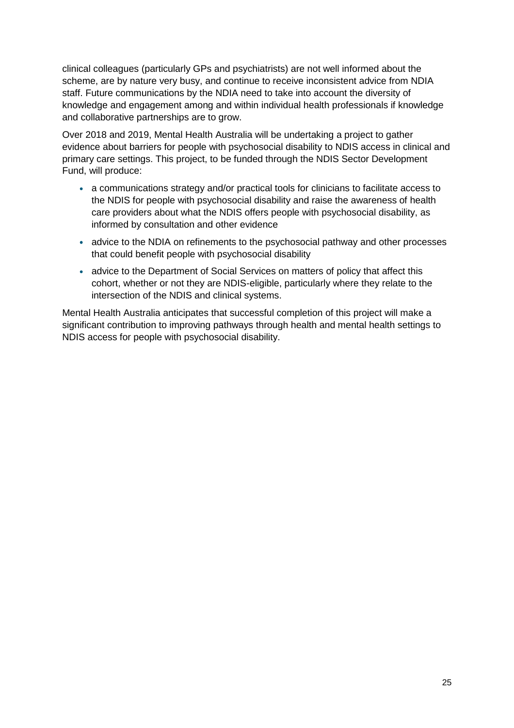clinical colleagues (particularly GPs and psychiatrists) are not well informed about the scheme, are by nature very busy, and continue to receive inconsistent advice from NDIA staff. Future communications by the NDIA need to take into account the diversity of knowledge and engagement among and within individual health professionals if knowledge and collaborative partnerships are to grow.

Over 2018 and 2019, Mental Health Australia will be undertaking a project to gather evidence about barriers for people with psychosocial disability to NDIS access in clinical and primary care settings. This project, to be funded through the NDIS Sector Development Fund, will produce:

- a communications strategy and/or practical tools for clinicians to facilitate access to the NDIS for people with psychosocial disability and raise the awareness of health care providers about what the NDIS offers people with psychosocial disability, as informed by consultation and other evidence
- advice to the NDIA on refinements to the psychosocial pathway and other processes that could benefit people with psychosocial disability
- advice to the Department of Social Services on matters of policy that affect this cohort, whether or not they are NDIS-eligible, particularly where they relate to the intersection of the NDIS and clinical systems.

Mental Health Australia anticipates that successful completion of this project will make a significant contribution to improving pathways through health and mental health settings to NDIS access for people with psychosocial disability.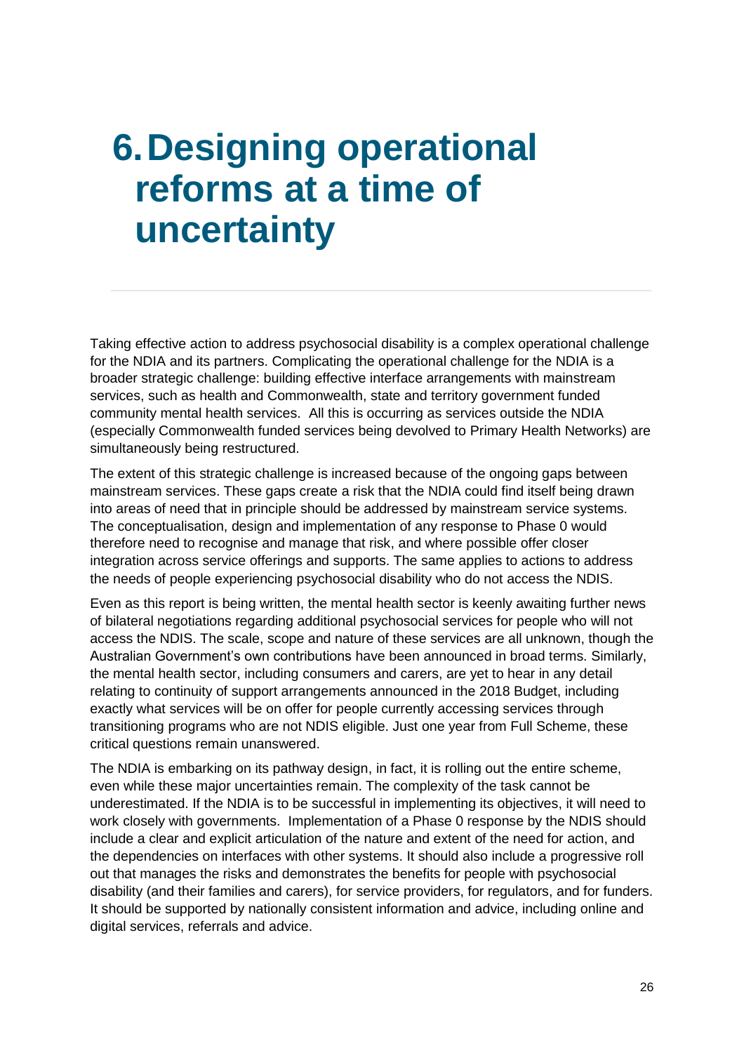# 6. Designing operational reforms at a time of uncertainty

Taking effective action to address psychosocial disability is a complex operational challenge for the NDIA and its partners. Complicating the operational challenge for the NDIA is a broader strategic challenge: building effective interface arrangements with mainstream services, such as health and Commonwealth, state and territory government funded community mental health services. All this is occurring as services outside the NDIA (especially Commonwealth funded services being devolved to Primary Health Networks) are simultaneously being restructured.

The extent of this strategic challenge is increased because of the ongoing gaps between mainstream services. These gaps create a risk that the NDIA could find itself being drawn into areas of need that in principle should be addressed by mainstream service systems. The conceptualisation, design and implementation of any response to Phase 0 would therefore need to recognise and manage that risk, and where possible offer closer integration across service offerings and supports. The same applies to actions to address the needs of people experiencing psychosocial disability who do not access the NDIS.

Even as this report is being written, the mental health sector is keenly awaiting further news of bilateral negotiations regarding additional psychosocial services for people who will not access the NDIS. The scale, scope and nature of these services are all unknown, though the Australian Government's own contributions have been announced in broad terms. Similarly, the mental health sector, including consumers and carers, are yet to hear in any detail relating to continuity of support arrangements announced in the 2018 Budget, including exactly what services will be on offer for people currently accessing services through transitioning programs who are not NDIS eligible. Just one year from Full Scheme, these critical questions remain unanswered.

The NDIA is embarking on its pathway design, in fact, it is rolling out the entire scheme, even while these major uncertainties remain. The complexity of the task cannot be underestimated. If the NDIA is to be successful in implementing its objectives, it will need to work closely with governments. Implementation of a Phase 0 response by the NDIS should include a clear and explicit articulation of the nature and extent of the need for action, and the dependencies on interfaces with other systems. It should also include a progressive roll out that manages the risks and demonstrates the benefits for people with psychosocial disability (and their families and carers), for service providers, for regulators, and for funders. It should be supported by nationally consistent information and advice, including online and digital services, referrals and advice.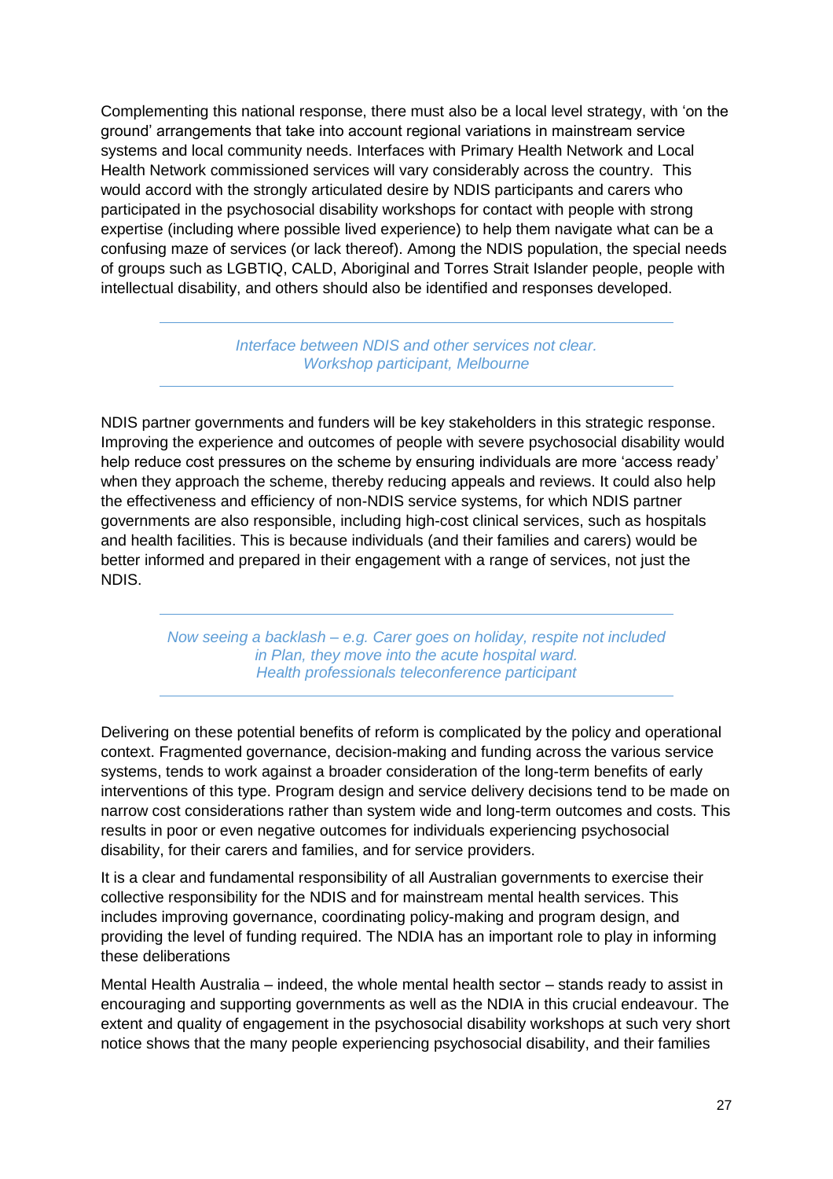Complementing this national response, there must also be a local level strategy, with 'on the ground' arrangements that take into account regional variations in mainstream service systems and local community needs. Interfaces with Primary Health Network and Local Health Network commissioned services will vary considerably across the country. This would accord with the strongly articulated desire by NDIS participants and carers who participated in the psychosocial disability workshops for contact with people with strong expertise (including where possible lived experience) to help them navigate what can be a confusing maze of services (or lack thereof). Among the NDIS population, the special needs of groups such as LGBTIQ, CALD, Aboriginal and Torres Strait Islander people, people with intellectual disability, and others should also be identified and responses developed.

---

*Interface between NDIS and other services not clear.*
*Workshop participant, Melbourne*

---

NDIS partner governments and funders will be key stakeholders in this strategic response. Improving the experience and outcomes of people with severe psychosocial disability would help reduce cost pressures on the scheme by ensuring individuals are more 'access ready' when they approach the scheme, thereby reducing appeals and reviews. It could also help the effectiveness and efficiency of non-NDIS service systems, for which NDIS partner governments are also responsible, including high-cost clinical services, such as hospitals and health facilities. This is because individuals (and their families and carers) would be better informed and prepared in their engagement with a range of services, not just the NDIS.

---

*Now seeing a backlash – e.g. Carer goes on holiday, respite not included in Plan, they move into the acute hospital ward.*
*Health professionals teleconference participant*

---

Delivering on these potential benefits of reform is complicated by the policy and operational context. Fragmented governance, decision-making and funding across the various service systems, tends to work against a broader consideration of the long-term benefits of early interventions of this type. Program design and service delivery decisions tend to be made on narrow cost considerations rather than system wide and long-term outcomes and costs. This results in poor or even negative outcomes for individuals experiencing psychosocial disability, for their carers and families, and for service providers.

It is a clear and fundamental responsibility of all Australian governments to exercise their collective responsibility for the NDIS and for mainstream mental health services. This includes improving governance, coordinating policy-making and program design, and providing the level of funding required. The NDIA has an important role to play in informing these deliberations

Mental Health Australia – indeed, the whole mental health sector – stands ready to assist in encouraging and supporting governments as well as the NDIA in this crucial endeavour. The extent and quality of engagement in the psychosocial disability workshops at such very short notice shows that the many people experiencing psychosocial disability, and their families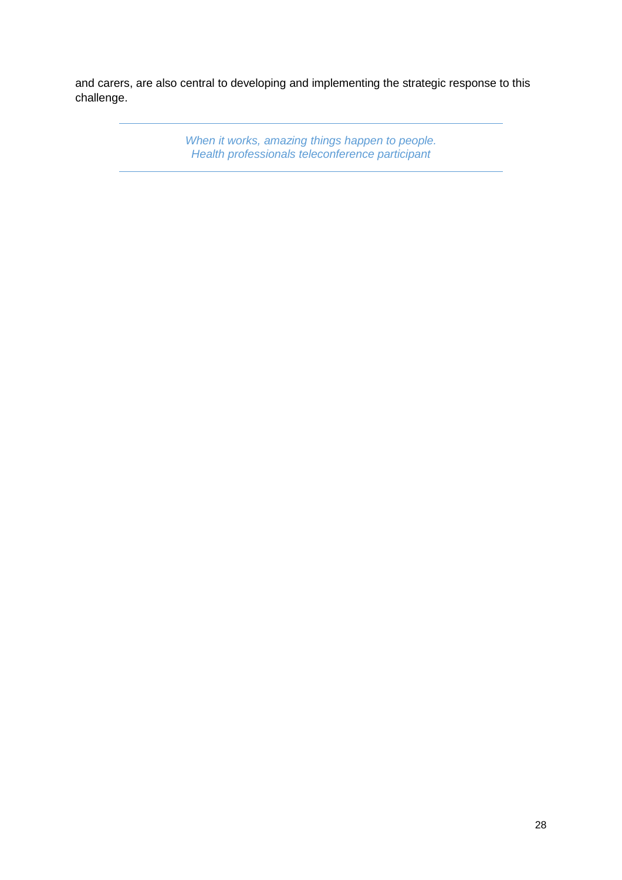and carers, are also central to developing and implementing the strategic response to this challenge.

---

*When it works, amazing things happen to people.*
*Health professionals teleconference participant*

---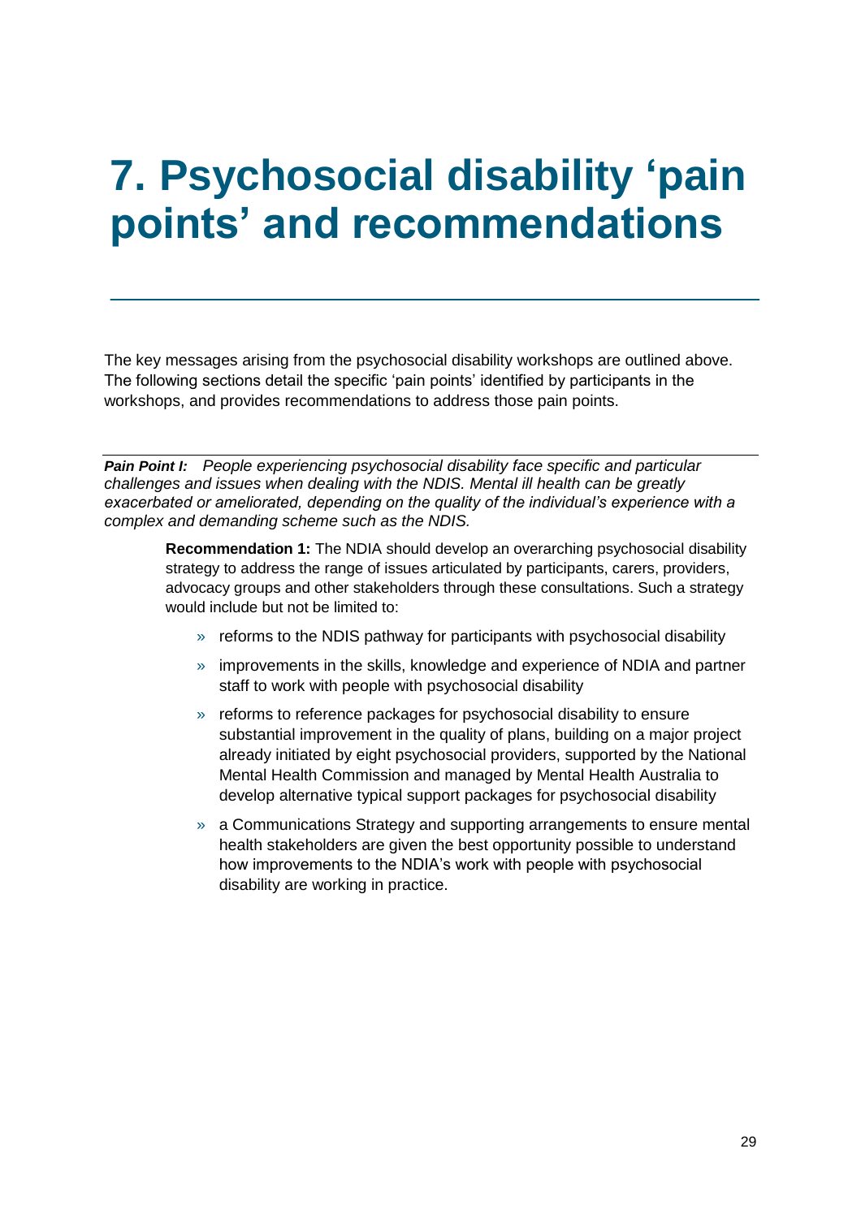# 7. Psychosocial disability 'pain points' and recommendations

The key messages arising from the psychosocial disability workshops are outlined above. The following sections detail the specific 'pain points' identified by participants in the workshops, and provides recommendations to address those pain points.

***Pain Point I:*** *People experiencing psychosocial disability face specific and particular challenges and issues when dealing with the NDIS. Mental ill health can be greatly exacerbated or ameliorated, depending on the quality of the individual's experience with a complex and demanding scheme such as the NDIS.*

> **Recommendation 1:** The NDIA should develop an overarching psychosocial disability strategy to address the range of issues articulated by participants, carers, providers, advocacy groups and other stakeholders through these consultations. Such a strategy would include but not be limited to:
>
> - reforms to the NDIS pathway for participants with psychosocial disability
> - improvements in the skills, knowledge and experience of NDIA and partner staff to work with people with psychosocial disability
> - reforms to reference packages for psychosocial disability to ensure substantial improvement in the quality of plans, building on a major project already initiated by eight psychosocial providers, supported by the National Mental Health Commission and managed by Mental Health Australia to develop alternative typical support packages for psychosocial disability
> - a Communications Strategy and supporting arrangements to ensure mental health stakeholders are given the best opportunity possible to understand how improvements to the NDIA's work with people with psychosocial disability are working in practice.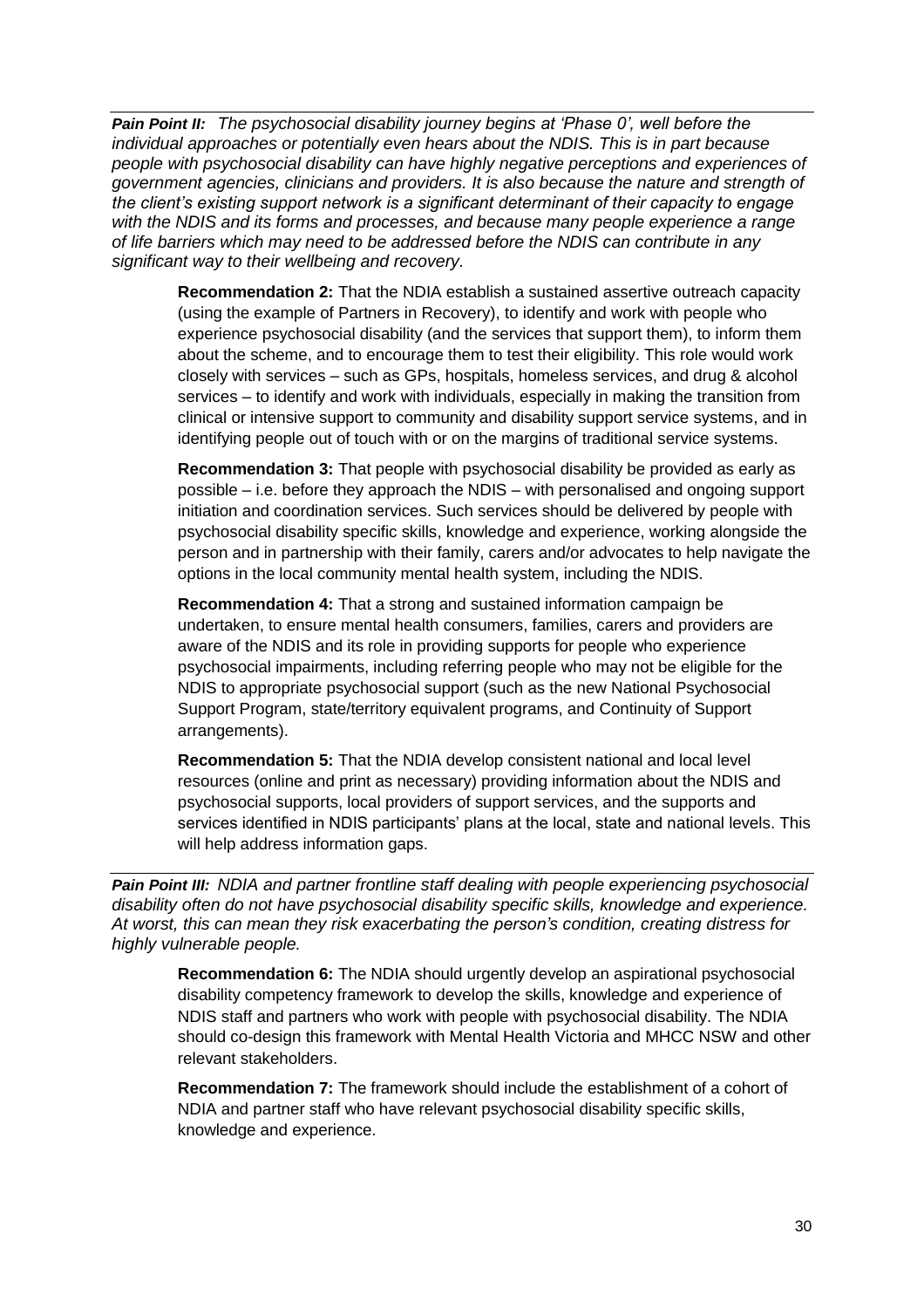***Pain Point II:*** *The psychosocial disability journey begins at 'Phase 0', well before the individual approaches or potentially even hears about the NDIS. This is in part because people with psychosocial disability can have highly negative perceptions and experiences of government agencies, clinicians and providers. It is also because the nature and strength of the client's existing support network is a significant determinant of their capacity to engage with the NDIS and its forms and processes, and because many people experience a range of life barriers which may need to be addressed before the NDIS can contribute in any significant way to their wellbeing and recovery.*

**Recommendation 2:** That the NDIA establish a sustained assertive outreach capacity (using the example of Partners in Recovery), to identify and work with people who experience psychosocial disability (and the services that support them), to inform them about the scheme, and to encourage them to test their eligibility. This role would work closely with services – such as GPs, hospitals, homeless services, and drug & alcohol services – to identify and work with individuals, especially in making the transition from clinical or intensive support to community and disability support service systems, and in identifying people out of touch with or on the margins of traditional service systems.

**Recommendation 3:** That people with psychosocial disability be provided as early as possible – i.e. before they approach the NDIS – with personalised and ongoing support initiation and coordination services. Such services should be delivered by people with psychosocial disability specific skills, knowledge and experience, working alongside the person and in partnership with their family, carers and/or advocates to help navigate the options in the local community mental health system, including the NDIS.

**Recommendation 4:** That a strong and sustained information campaign be undertaken, to ensure mental health consumers, families, carers and providers are aware of the NDIS and its role in providing supports for people who experience psychosocial impairments, including referring people who may not be eligible for the NDIS to appropriate psychosocial support (such as the new National Psychosocial Support Program, state/territory equivalent programs, and Continuity of Support arrangements).

**Recommendation 5:** That the NDIA develop consistent national and local level resources (online and print as necessary) providing information about the NDIS and psychosocial supports, local providers of support services, and the supports and services identified in NDIS participants' plans at the local, state and national levels. This will help address information gaps.

***Pain Point III:*** *NDIA and partner frontline staff dealing with people experiencing psychosocial disability often do not have psychosocial disability specific skills, knowledge and experience. At worst, this can mean they risk exacerbating the person's condition, creating distress for highly vulnerable people.*

**Recommendation 6:** The NDIA should urgently develop an aspirational psychosocial disability competency framework to develop the skills, knowledge and experience of NDIS staff and partners who work with people with psychosocial disability. The NDIA should co-design this framework with Mental Health Victoria and MHCC NSW and other relevant stakeholders.

**Recommendation 7:** The framework should include the establishment of a cohort of NDIA and partner staff who have relevant psychosocial disability specific skills, knowledge and experience.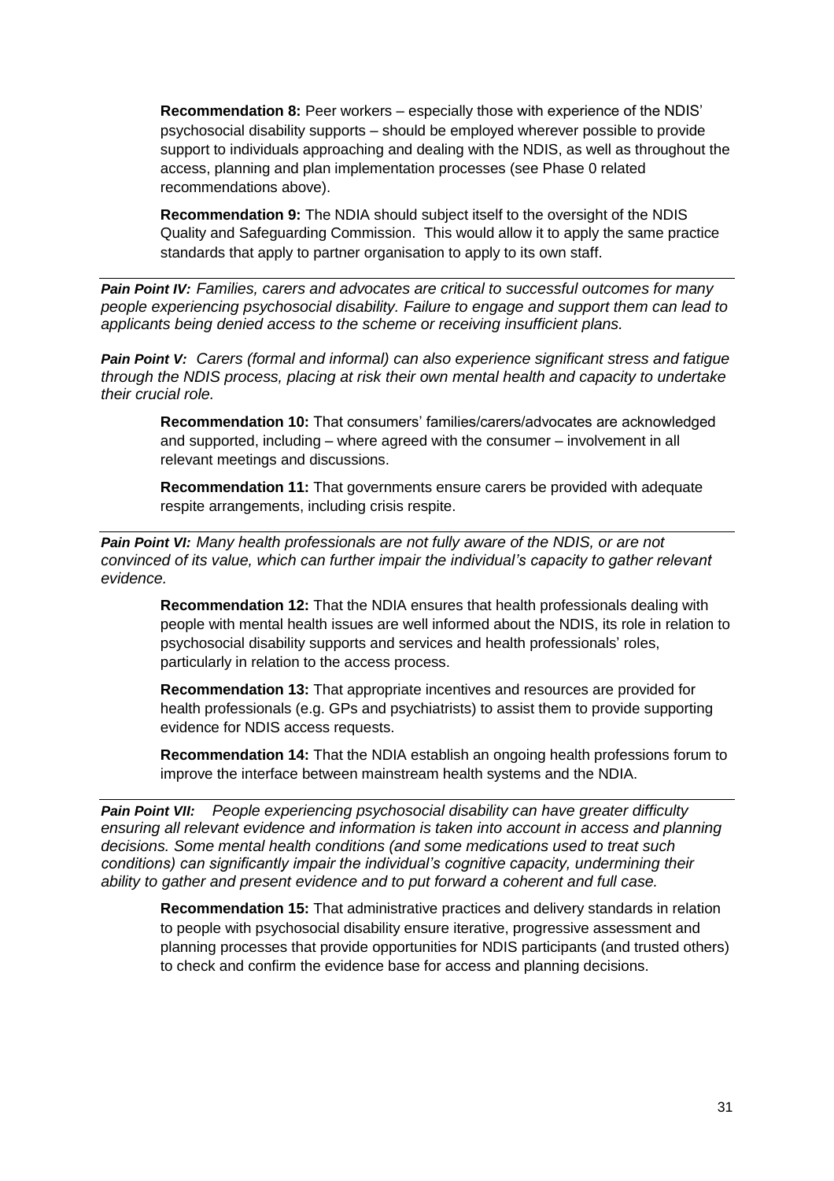**Recommendation 8:** Peer workers – especially those with experience of the NDIS' psychosocial disability supports – should be employed wherever possible to provide support to individuals approaching and dealing with the NDIS, as well as throughout the access, planning and plan implementation processes (see Phase 0 related recommendations above).

**Recommendation 9:** The NDIA should subject itself to the oversight of the NDIS Quality and Safeguarding Commission. This would allow it to apply the same practice standards that apply to partner organisation to apply to its own staff.

---

***Pain Point IV:*** *Families, carers and advocates are critical to successful outcomes for many people experiencing psychosocial disability. Failure to engage and support them can lead to applicants being denied access to the scheme or receiving insufficient plans.*

***Pain Point V:*** *Carers (formal and informal) can also experience significant stress and fatigue through the NDIS process, placing at risk their own mental health and capacity to undertake their crucial role.*

**Recommendation 10:** That consumers' families/carers/advocates are acknowledged and supported, including – where agreed with the consumer – involvement in all relevant meetings and discussions.

**Recommendation 11:** That governments ensure carers be provided with adequate respite arrangements, including crisis respite.

---

***Pain Point VI:*** *Many health professionals are not fully aware of the NDIS, or are not convinced of its value, which can further impair the individual's capacity to gather relevant evidence.*

**Recommendation 12:** That the NDIA ensures that health professionals dealing with people with mental health issues are well informed about the NDIS, its role in relation to psychosocial disability supports and services and health professionals' roles, particularly in relation to the access process.

**Recommendation 13:** That appropriate incentives and resources are provided for health professionals (e.g. GPs and psychiatrists) to assist them to provide supporting evidence for NDIS access requests.

**Recommendation 14:** That the NDIA establish an ongoing health professions forum to improve the interface between mainstream health systems and the NDIA.

---

***Pain Point VII:*** *People experiencing psychosocial disability can have greater difficulty ensuring all relevant evidence and information is taken into account in access and planning decisions. Some mental health conditions (and some medications used to treat such conditions) can significantly impair the individual's cognitive capacity, undermining their ability to gather and present evidence and to put forward a coherent and full case.*

**Recommendation 15:** That administrative practices and delivery standards in relation to people with psychosocial disability ensure iterative, progressive assessment and planning processes that provide opportunities for NDIS participants (and trusted others) to check and confirm the evidence base for access and planning decisions.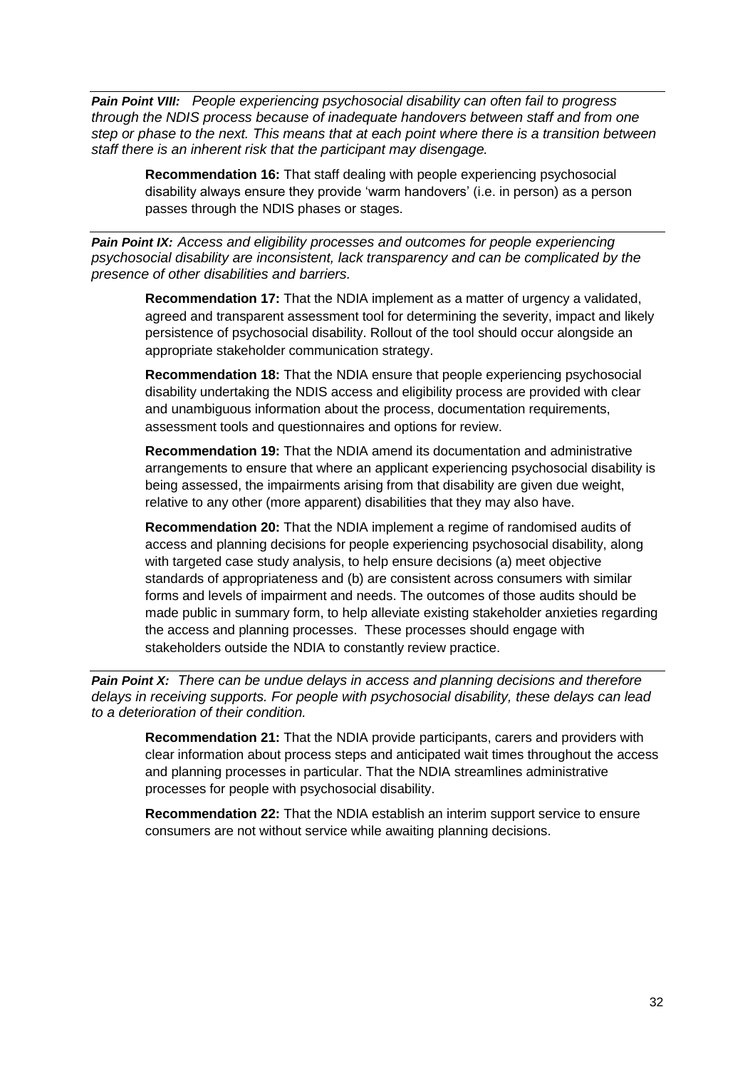***Pain Point VIII:*** *People experiencing psychosocial disability can often fail to progress through the NDIS process because of inadequate handovers between staff and from one step or phase to the next. This means that at each point where there is a transition between staff there is an inherent risk that the participant may disengage.*

> **Recommendation 16:** That staff dealing with people experiencing psychosocial disability always ensure they provide 'warm handovers' (i.e. in person) as a person passes through the NDIS phases or stages.

***Pain Point IX:*** *Access and eligibility processes and outcomes for people experiencing psychosocial disability are inconsistent, lack transparency and can be complicated by the presence of other disabilities and barriers.*

> **Recommendation 17:** That the NDIA implement as a matter of urgency a validated, agreed and transparent assessment tool for determining the severity, impact and likely persistence of psychosocial disability. Rollout of the tool should occur alongside an appropriate stakeholder communication strategy.
>
> **Recommendation 18:** That the NDIA ensure that people experiencing psychosocial disability undertaking the NDIS access and eligibility process are provided with clear and unambiguous information about the process, documentation requirements, assessment tools and questionnaires and options for review.
>
> **Recommendation 19:** That the NDIA amend its documentation and administrative arrangements to ensure that where an applicant experiencing psychosocial disability is being assessed, the impairments arising from that disability are given due weight, relative to any other (more apparent) disabilities that they may also have.
>
> **Recommendation 20:** That the NDIA implement a regime of randomised audits of access and planning decisions for people experiencing psychosocial disability, along with targeted case study analysis, to help ensure decisions (a) meet objective standards of appropriateness and (b) are consistent across consumers with similar forms and levels of impairment and needs. The outcomes of those audits should be made public in summary form, to help alleviate existing stakeholder anxieties regarding the access and planning processes. These processes should engage with stakeholders outside the NDIA to constantly review practice.

***Pain Point X:*** *There can be undue delays in access and planning decisions and therefore delays in receiving supports. For people with psychosocial disability, these delays can lead to a deterioration of their condition.*

> **Recommendation 21:** That the NDIA provide participants, carers and providers with clear information about process steps and anticipated wait times throughout the access and planning processes in particular. That the NDIA streamlines administrative processes for people with psychosocial disability.
>
> **Recommendation 22:** That the NDIA establish an interim support service to ensure consumers are not without service while awaiting planning decisions.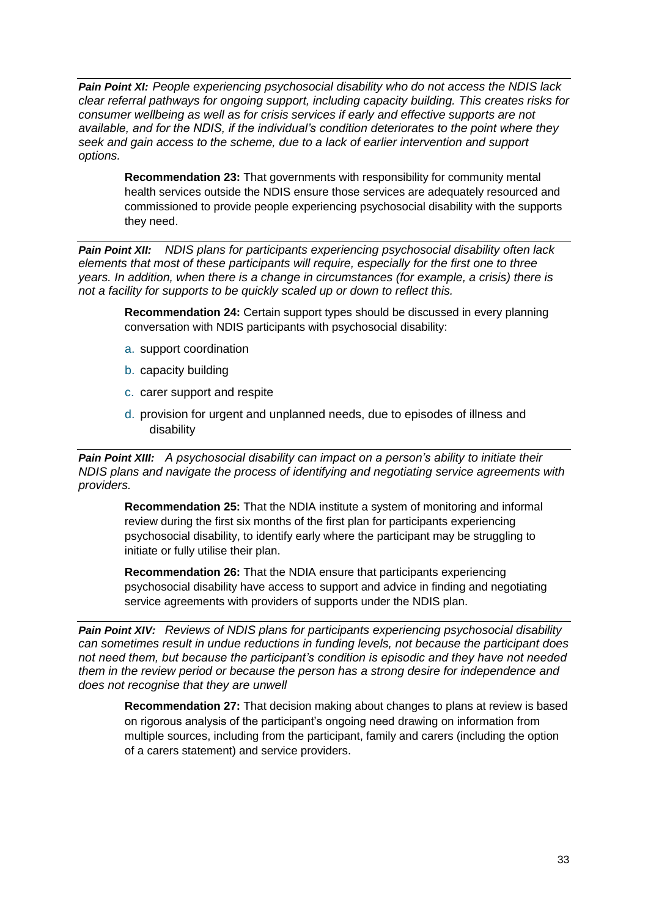***Pain Point XI:*** *People experiencing psychosocial disability who do not access the NDIS lack clear referral pathways for ongoing support, including capacity building. This creates risks for consumer wellbeing as well as for crisis services if early and effective supports are not available, and for the NDIS, if the individual's condition deteriorates to the point where they seek and gain access to the scheme, due to a lack of earlier intervention and support options.*

> **Recommendation 23:** That governments with responsibility for community mental health services outside the NDIS ensure those services are adequately resourced and commissioned to provide people experiencing psychosocial disability with the supports they need.

***Pain Point XII:*** *NDIS plans for participants experiencing psychosocial disability often lack elements that most of these participants will require, especially for the first one to three years. In addition, when there is a change in circumstances (for example, a crisis) there is not a facility for supports to be quickly scaled up or down to reflect this.*

> **Recommendation 24:** Certain support types should be discussed in every planning conversation with NDIS participants with psychosocial disability:
>
> a. support coordination
>
> b. capacity building
>
> c. carer support and respite
>
> d. provision for urgent and unplanned needs, due to episodes of illness and disability

***Pain Point XIII:*** *A psychosocial disability can impact on a person's ability to initiate their NDIS plans and navigate the process of identifying and negotiating service agreements with providers.*

> **Recommendation 25:** That the NDIA institute a system of monitoring and informal review during the first six months of the first plan for participants experiencing psychosocial disability, to identify early where the participant may be struggling to initiate or fully utilise their plan.
>
> **Recommendation 26:** That the NDIA ensure that participants experiencing psychosocial disability have access to support and advice in finding and negotiating service agreements with providers of supports under the NDIS plan.

***Pain Point XIV:*** *Reviews of NDIS plans for participants experiencing psychosocial disability can sometimes result in undue reductions in funding levels, not because the participant does not need them, but because the participant's condition is episodic and they have not needed them in the review period or because the person has a strong desire for independence and does not recognise that they are unwell*

> **Recommendation 27:** That decision making about changes to plans at review is based on rigorous analysis of the participant's ongoing need drawing on information from multiple sources, including from the participant, family and carers (including the option of a carers statement) and service providers.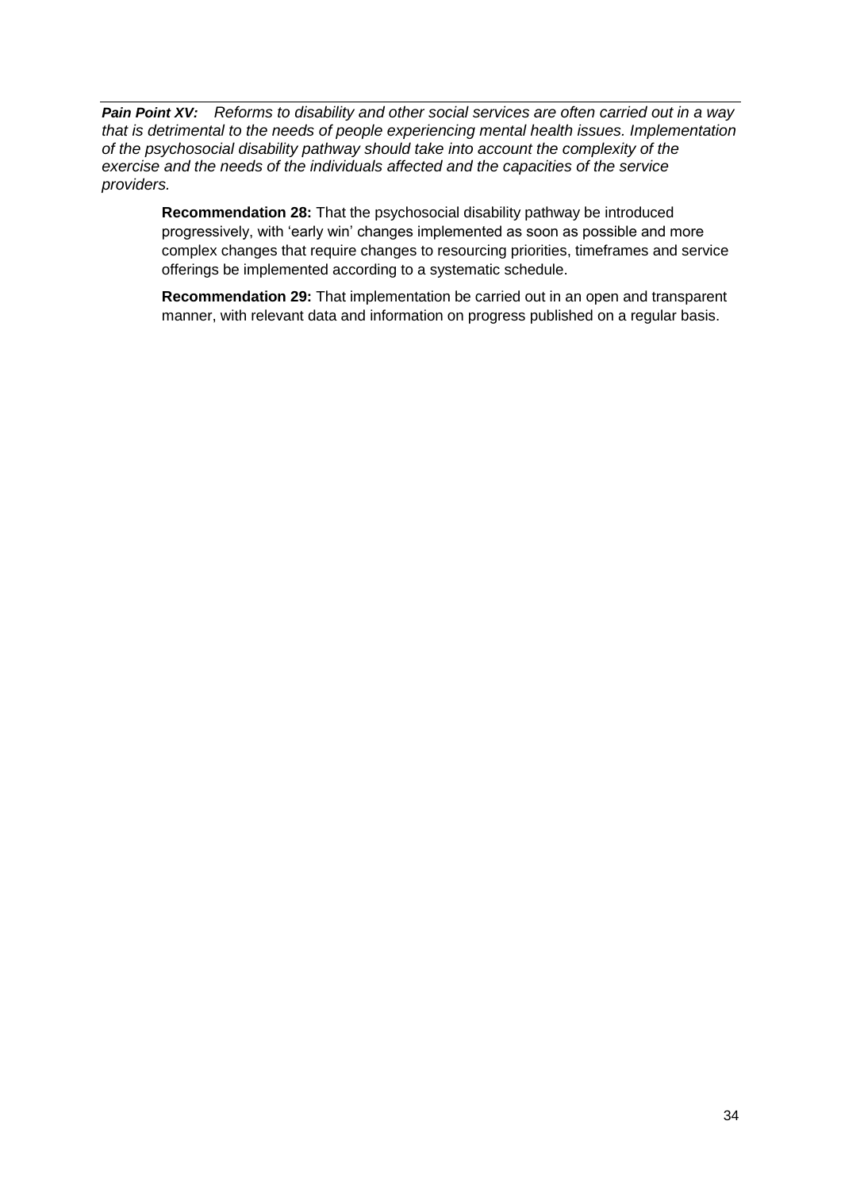***Pain Point XV:*** *Reforms to disability and other social services are often carried out in a way that is detrimental to the needs of people experiencing mental health issues. Implementation of the psychosocial disability pathway should take into account the complexity of the exercise and the needs of the individuals affected and the capacities of the service providers.*

> **Recommendation 28:** That the psychosocial disability pathway be introduced progressively, with 'early win' changes implemented as soon as possible and more complex changes that require changes to resourcing priorities, timeframes and service offerings be implemented according to a systematic schedule.
>
> **Recommendation 29:** That implementation be carried out in an open and transparent manner, with relevant data and information on progress published on a regular basis.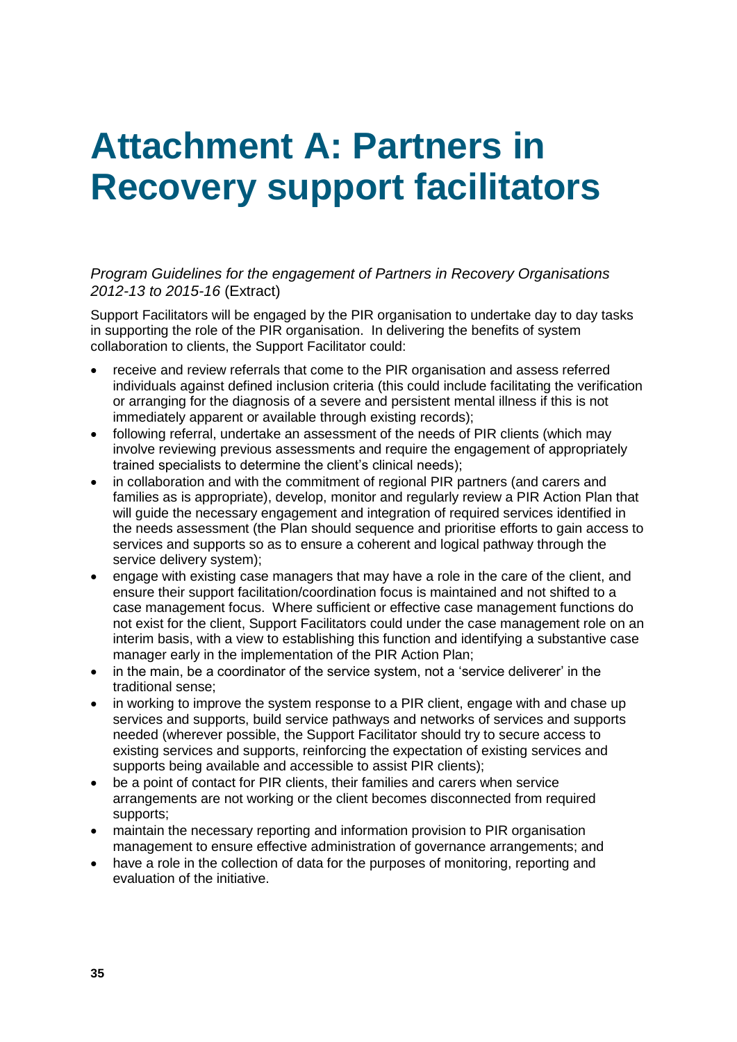# Attachment A: Partners in Recovery support facilitators

*Program Guidelines for the engagement of Partners in Recovery Organisations 2012-13 to 2015-16* (Extract)

Support Facilitators will be engaged by the PIR organisation to undertake day to day tasks in supporting the role of the PIR organisation. In delivering the benefits of system collaboration to clients, the Support Facilitator could:

- receive and review referrals that come to the PIR organisation and assess referred individuals against defined inclusion criteria (this could include facilitating the verification or arranging for the diagnosis of a severe and persistent mental illness if this is not immediately apparent or available through existing records);
- following referral, undertake an assessment of the needs of PIR clients (which may involve reviewing previous assessments and require the engagement of appropriately trained specialists to determine the client's clinical needs);
- in collaboration and with the commitment of regional PIR partners (and carers and families as is appropriate), develop, monitor and regularly review a PIR Action Plan that will guide the necessary engagement and integration of required services identified in the needs assessment (the Plan should sequence and prioritise efforts to gain access to services and supports so as to ensure a coherent and logical pathway through the service delivery system);
- engage with existing case managers that may have a role in the care of the client, and ensure their support facilitation/coordination focus is maintained and not shifted to a case management focus. Where sufficient or effective case management functions do not exist for the client, Support Facilitators could under the case management role on an interim basis, with a view to establishing this function and identifying a substantive case manager early in the implementation of the PIR Action Plan;
- in the main, be a coordinator of the service system, not a 'service deliverer' in the traditional sense;
- in working to improve the system response to a PIR client, engage with and chase up services and supports, build service pathways and networks of services and supports needed (wherever possible, the Support Facilitator should try to secure access to existing services and supports, reinforcing the expectation of existing services and supports being available and accessible to assist PIR clients);
- be a point of contact for PIR clients, their families and carers when service arrangements are not working or the client becomes disconnected from required supports;
- maintain the necessary reporting and information provision to PIR organisation management to ensure effective administration of governance arrangements; and
- have a role in the collection of data for the purposes of monitoring, reporting and evaluation of the initiative.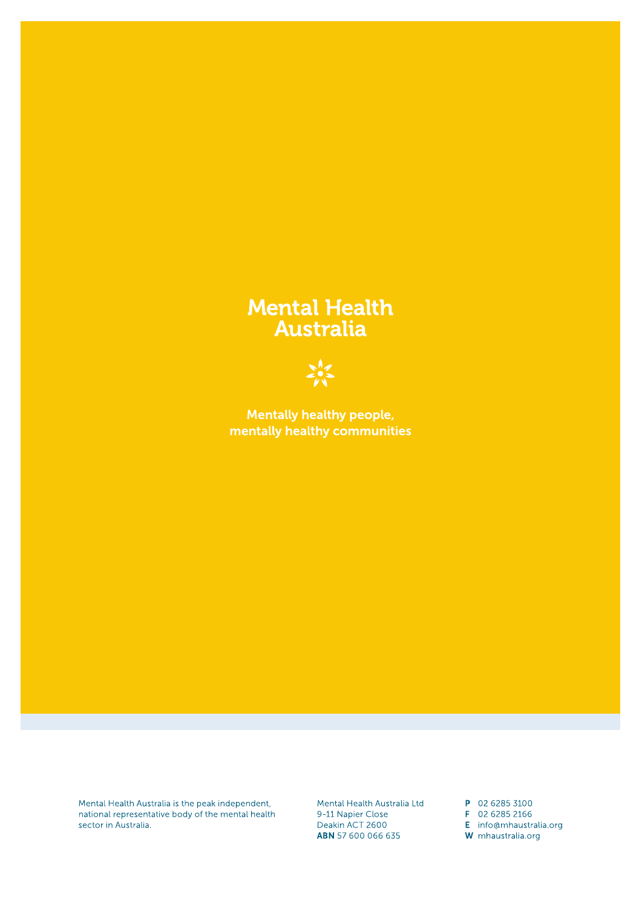# Mental Health Australia

Mentally healthy people,
mentally healthy communities

Mental Health Australia is the peak independent, national representative body of the mental health sector in Australia.

Mental Health Australia Ltd
9-11 Napier Close
Deakin ACT 2600
**ABN** 57 600 066 635

**P** 02 6285 3100
**F** 02 6285 2166
**E** info@mhaustralia.org
**W** mhaustralia.org